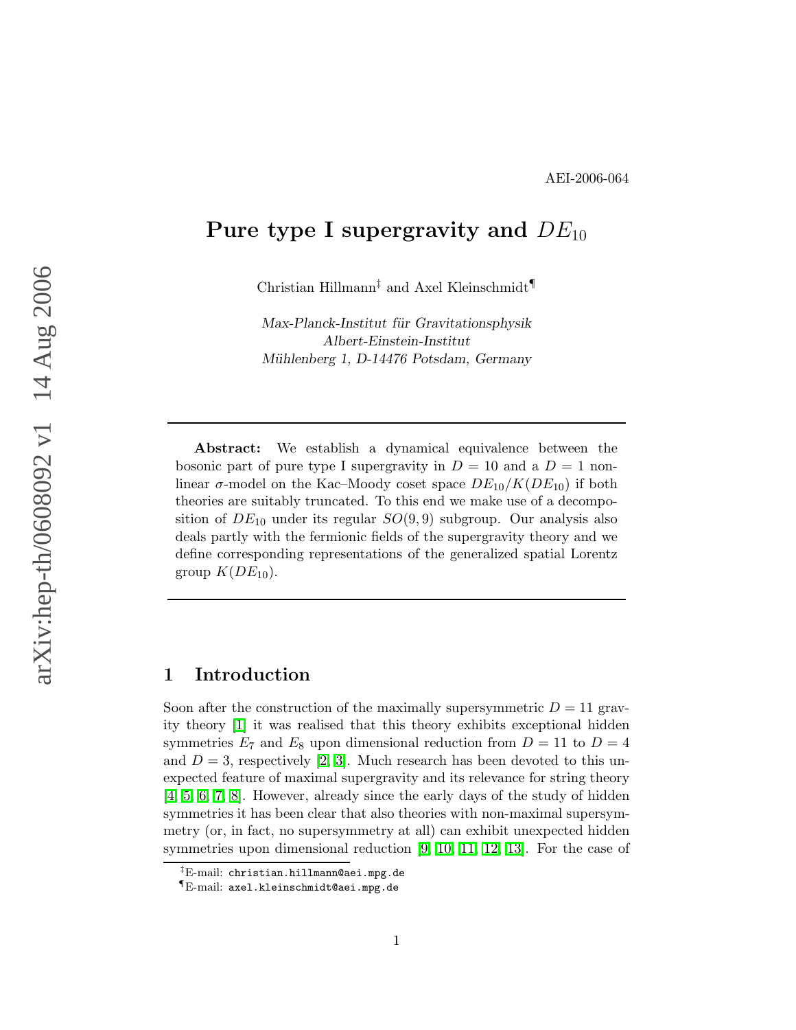AEI-2006-064

# Pure type I supergravity and $DE_{10}$

Christian Hillmann[‡] and Axel Kleinschmidt[¶]

*Max-Planck-Institut für Gravitationsphysik*
*Albert-Einstein-Institut*
*Mühlenberg 1, D-14476 Potsdam, Germany*

---

**Abstract:** We establish a dynamical equivalence between the bosonic part of pure type I supergravity in $D = 10$ and a $D = 1$ non-linear $\sigma$-model on the Kac–Moody coset space $DE_{10}/K(DE_{10})$ if both theories are suitably truncated. To this end we make use of a decomposition of $DE_{10}$ under its regular $SO(9, 9)$ subgroup. Our analysis also deals partly with the fermionic fields of the supergravity theory and we define corresponding representations of the generalized spatial Lorentz group $K(DE_{10})$.

---

## 1 Introduction

Soon after the construction of the maximally supersymmetric $D = 11$ gravity theory [1] it was realised that this theory exhibits exceptional hidden symmetries $E_7$ and $E_8$ upon dimensional reduction from $D = 11$ to $D = 4$ and $D = 3$, respectively [2, 3]. Much research has been devoted to this unexpected feature of maximal supergravity and its relevance for string theory [4, 5, 6, 7, 8]. However, already since the early days of the study of hidden symmetries it has been clear that also theories with non-maximal supersymmetry (or, in fact, no supersymmetry at all) can exhibit unexpected hidden symmetries upon dimensional reduction [9, 10, 11, 12, 13]. For the case of

[‡]E-mail: christian.hillmann@aei.mpg.de

[¶]E-mail: axel.kleinschmidt@aei.mpg.de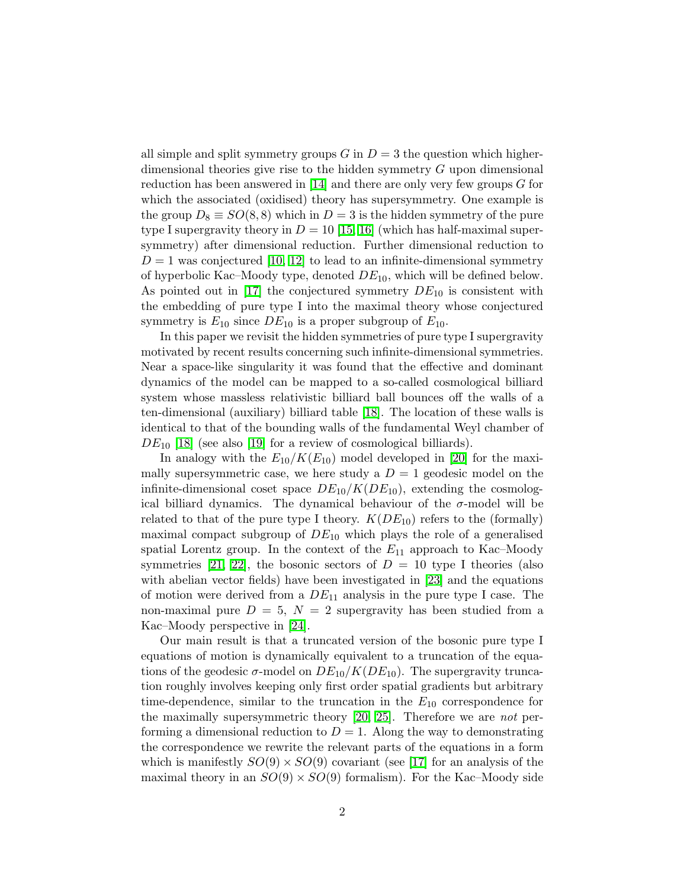all simple and split symmetry groups $G$ in $D = 3$ the question which higher-dimensional theories give rise to the hidden symmetry $G$ upon dimensional reduction has been answered in [14] and there are only very few groups $G$ for which the associated (oxidised) theory has supersymmetry. One example is the group $D_8 \equiv SO(8,8)$ which in $D = 3$ is the hidden symmetry of the pure type I supergravity theory in $D = 10$ [15, 16] (which has half-maximal supersymmetry) after dimensional reduction. Further dimensional reduction to $D = 1$ was conjectured [10, 12] to lead to an infinite-dimensional symmetry of hyperbolic Kac–Moody type, denoted $DE_{10}$, which will be defined below. As pointed out in [17] the conjectured symmetry $DE_{10}$ is consistent with the embedding of pure type I into the maximal theory whose conjectured symmetry is $E_{10}$ since $DE_{10}$ is a proper subgroup of $E_{10}$.

In this paper we revisit the hidden symmetries of pure type I supergravity motivated by recent results concerning such infinite-dimensional symmetries. Near a space-like singularity it was found that the effective and dominant dynamics of the model can be mapped to a so-called cosmological billiard system whose massless relativistic billiard ball bounces off the walls of a ten-dimensional (auxiliary) billiard table [18]. The location of these walls is identical to that of the bounding walls of the fundamental Weyl chamber of $DE_{10}$ [18] (see also [19] for a review of cosmological billiards).

In analogy with the $E_{10}/K(E_{10})$ model developed in [20] for the maximally supersymmetric case, we here study a $D = 1$ geodesic model on the infinite-dimensional coset space $DE_{10}/K(DE_{10})$, extending the cosmological billiard dynamics. The dynamical behaviour of the $\sigma$-model will be related to that of the pure type I theory. $K(DE_{10})$ refers to the (formally) maximal compact subgroup of $DE_{10}$ which plays the role of a generalised spatial Lorentz group. In the context of the $E_{11}$ approach to Kac–Moody symmetries [21, 22], the bosonic sectors of $D = 10$ type I theories (also with abelian vector fields) have been investigated in [23] and the equations of motion were derived from a $DE_{11}$ analysis in the pure type I case. The non-maximal pure $D = 5$, $N = 2$ supergravity has been studied from a Kac–Moody perspective in [24].

Our main result is that a truncated version of the bosonic pure type I equations of motion is dynamically equivalent to a truncation of the equations of the geodesic $\sigma$-model on $DE_{10}/K(DE_{10})$. The supergravity truncation roughly involves keeping only first order spatial gradients but arbitrary time-dependence, similar to the truncation in the $E_{10}$ correspondence for the maximally supersymmetric theory [20, 25]. Therefore we are *not* performing a dimensional reduction to $D = 1$. Along the way to demonstrating the correspondence we rewrite the relevant parts of the equations in a form which is manifestly $SO(9) \times SO(9)$ covariant (see [17] for an analysis of the maximal theory in an $SO(9) \times SO(9)$ formalism). For the Kac–Moody side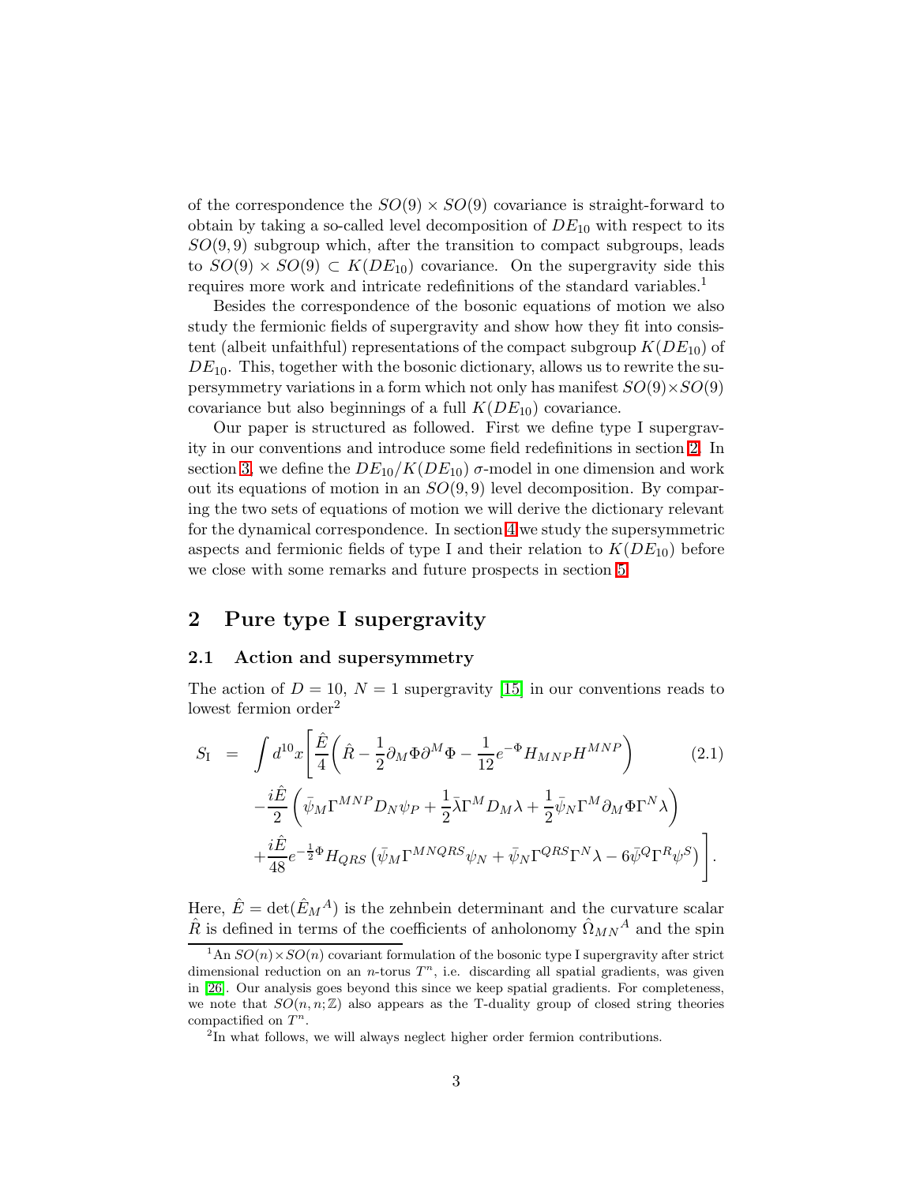of the correspondence the $SO(9) \times SO(9)$ covariance is straight-forward to obtain by taking a so-called level decomposition of $DE_{10}$ with respect to its $SO(9,9)$ subgroup which, after the transition to compact subgroups, leads to $SO(9) \times SO(9) \subset K(DE_{10})$ covariance. On the supergravity side this requires more work and intricate redefinitions of the standard variables.[1]

Besides the correspondence of the bosonic equations of motion we also study the fermionic fields of supergravity and show how they fit into consistent (albeit unfaithful) representations of the compact subgroup $K(DE_{10})$ of $DE_{10}$. This, together with the bosonic dictionary, allows us to rewrite the supersymmetry variations in a form which not only has manifest $SO(9)\times SO(9)$ covariance but also beginnings of a full $K(DE_{10})$ covariance.

Our paper is structured as followed. First we define type I supergravity in our conventions and introduce some field redefinitions in section 2. In section 3, we define the $DE_{10}/K(DE_{10})$ $\sigma$-model in one dimension and work out its equations of motion in an $SO(9,9)$ level decomposition. By comparing the two sets of equations of motion we will derive the dictionary relevant for the dynamical correspondence. In section 4 we study the supersymmetric aspects and fermionic fields of type I and their relation to $K(DE_{10})$ before we close with some remarks and future prospects in section 5.

## 2 Pure type I supergravity

### 2.1 Action and supersymmetry

The action of $D = 10$, $N = 1$ supergravity [15] in our conventions reads to lowest fermion order[2]

$$
\begin{aligned}
S_{\rm I} \;=\; \int d^{10}x \Bigg[ & \frac{\hat{E}}{4}\Big( \hat{R} - \frac{1}{2}\partial_M\Phi\partial^M\Phi - \frac{1}{12}e^{-\Phi}H_{MNP}H^{MNP} \Big) \\
& -\frac{i\hat{E}}{2}\left( \bar{\psi}_M\Gamma^{MNP}D_N\psi_P + \frac{1}{2}\bar{\lambda}\Gamma^M D_M\lambda + \frac{1}{2}\bar{\psi}_N\Gamma^M\partial_M\Phi\Gamma^N\lambda \right) \\
& +\frac{i\hat{E}}{48}e^{-\frac{1}{2}\Phi}H_{QRS}\left( \bar{\psi}_M\Gamma^{MNQRS}\psi_N + \bar{\psi}_N\Gamma^{QRS}\Gamma^N\lambda - 6\bar{\psi}^Q\Gamma^R\psi^S \right) \Bigg].
\end{aligned}
\tag{2.1}
$$

Here, $\hat{E} = \det(\hat{E}_M{}^A)$ is the zehnbein determinant and the curvature scalar $\hat{R}$ is defined in terms of the coefficients of anholonomy $\hat{\Omega}_{MN}{}^A$ and the spin

[1] An $SO(n)\times SO(n)$ covariant formulation of the bosonic type I supergravity after strict dimensional reduction on an $n$-torus $T^n$, i.e. discarding all spatial gradients, was given in [26]. Our analysis goes beyond this since we keep spatial gradients. For completeness, we note that $SO(n,n;\mathbb{Z})$ also appears as the T-duality group of closed string theories compactified on $T^n$.

[2] In what follows, we will always neglect higher order fermion contributions.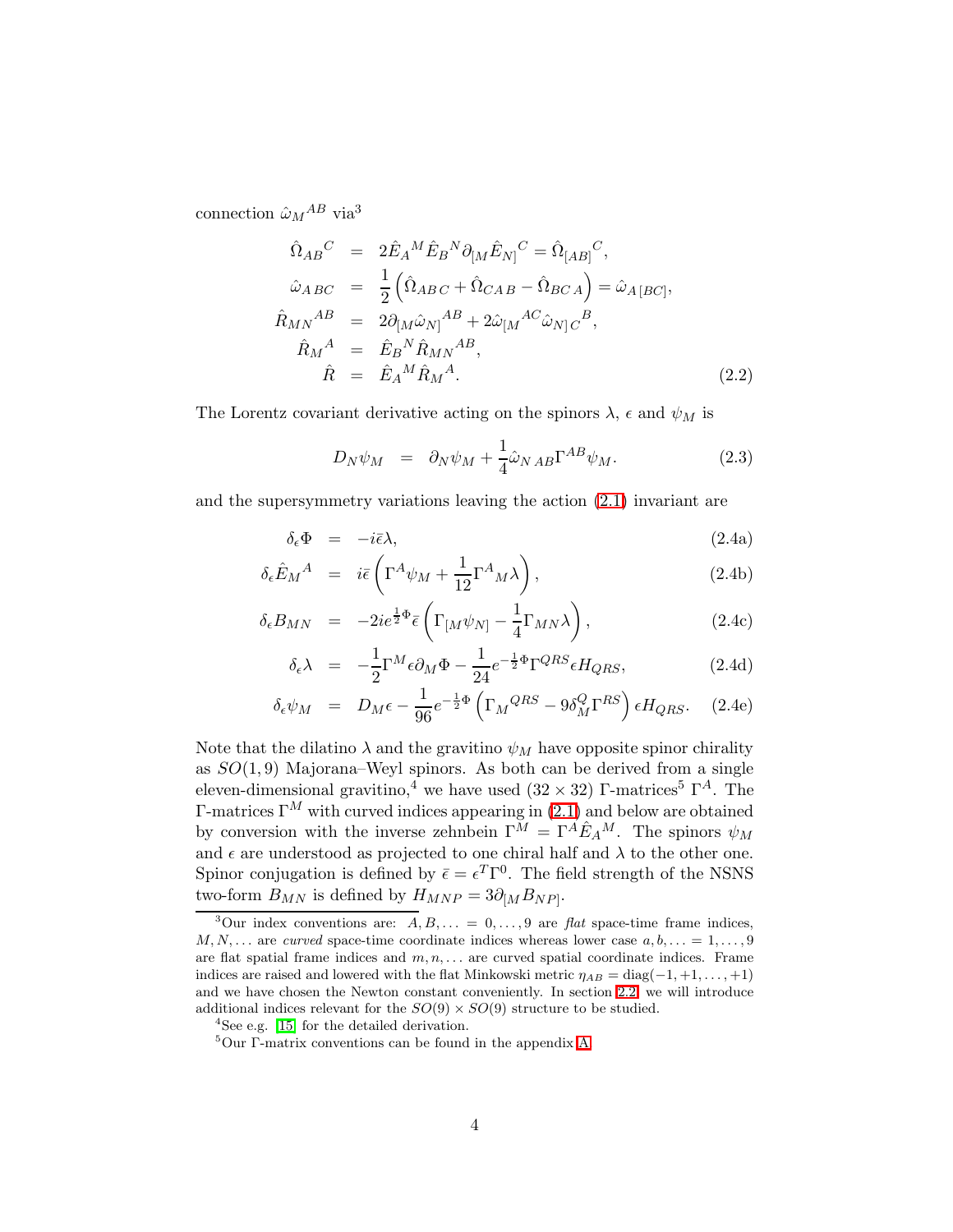connection $\hat{\omega}_M{}^{AB}$ via[3]

$$
\begin{aligned}
\hat{\Omega}_{AB}{}^{C} &= 2\hat{E}_A{}^M \hat{E}_B{}^N \partial_{[M}\hat{E}_{N]}{}^C = \hat{\Omega}_{[AB]}{}^C, \\
\hat{\omega}_{A\,BC} &= \frac{1}{2}\left(\hat{\Omega}_{AB\,C} + \hat{\Omega}_{CA\,B} - \hat{\Omega}_{BC\,A}\right) = \hat{\omega}_{A\,[BC]}, \\
\hat{R}_{MN}{}^{AB} &= 2\partial_{[M}\hat{\omega}_{N]}{}^{AB} + 2\hat{\omega}_{[M}{}^{AC}\hat{\omega}_{N]\,C}{}^{B}, \\
\hat{R}_M{}^A &= \hat{E}_B{}^N \hat{R}_{MN}{}^{AB}, \\
\hat{R} &= \hat{E}_A{}^M \hat{R}_M{}^A.
\end{aligned}
\tag{2.2}
$$

The Lorentz covariant derivative acting on the spinors $\lambda$, $\epsilon$ and $\psi_M$ is

$$
D_N \psi_M = \partial_N \psi_M + \frac{1}{4}\hat{\omega}_{N\,AB}\Gamma^{AB}\psi_M. \tag{2.3}
$$

and the supersymmetry variations leaving the action (2.1) invariant are

$$
\delta_\epsilon \Phi = -i\bar{\epsilon}\lambda, \tag{2.4a}
$$

$$
\delta_\epsilon \hat{E}_M{}^A = i\bar{\epsilon}\left(\Gamma^A\psi_M + \frac{1}{12}\Gamma^A{}_M\lambda\right), \tag{2.4b}
$$

$$
\delta_\epsilon B_{MN} = -2ie^{\frac{1}{2}\Phi}\bar{\epsilon}\left(\Gamma_{[M}\psi_{N]} - \frac{1}{4}\Gamma_{MN}\lambda\right), \tag{2.4c}
$$

$$
\delta_\epsilon \lambda = -\frac{1}{2}\Gamma^M\epsilon\partial_M\Phi - \frac{1}{24}e^{-\frac{1}{2}\Phi}\Gamma^{QRS}\epsilon H_{QRS}, \tag{2.4d}
$$

$$
\delta_\epsilon \psi_M = D_M\epsilon - \frac{1}{96}e^{-\frac{1}{2}\Phi}\left(\Gamma_M{}^{QRS} - 9\delta_M^Q\Gamma^{RS}\right)\epsilon H_{QRS}. \tag{2.4e}
$$

Note that the dilatino $\lambda$ and the gravitino $\psi_M$ have opposite spinor chirality as $SO(1,9)$ Majorana–Weyl spinors. As both can be derived from a single eleven-dimensional gravitino,[4] we have used $(32\times 32)$ $\Gamma$-matrices[5] $\Gamma^A$. The $\Gamma$-matrices $\Gamma^M$ with curved indices appearing in (2.1) and below are obtained by conversion with the inverse zehnbein $\Gamma^M = \Gamma^A \hat{E}_A{}^M$. The spinors $\psi_M$ and $\epsilon$ are understood as projected to one chiral half and $\lambda$ to the other one. Spinor conjugation is defined by $\bar{\epsilon} = \epsilon^T\Gamma^0$. The field strength of the NSNS two-form $B_{MN}$ is defined by $H_{MNP} = 3\partial_{[M}B_{NP]}$.

---

[3] Our index conventions are: $A, B, \ldots = 0, \ldots, 9$ are *flat* space-time frame indices, $M, N, \ldots$ are *curved* space-time coordinate indices whereas lower case $a, b, \ldots = 1, \ldots, 9$ are flat spatial frame indices and $m, n, \ldots$ are curved spatial coordinate indices. Frame indices are raised and lowered with the flat Minkowski metric $\eta_{AB} = \mathrm{diag}(-1, +1, \ldots, +1)$ and we have chosen the Newton constant conveniently. In section 2.2 we will introduce additional indices relevant for the $SO(9)\times SO(9)$ structure to be studied.

[4] See e.g. [15] for the detailed derivation.

[5] Our $\Gamma$-matrix conventions can be found in the appendix A.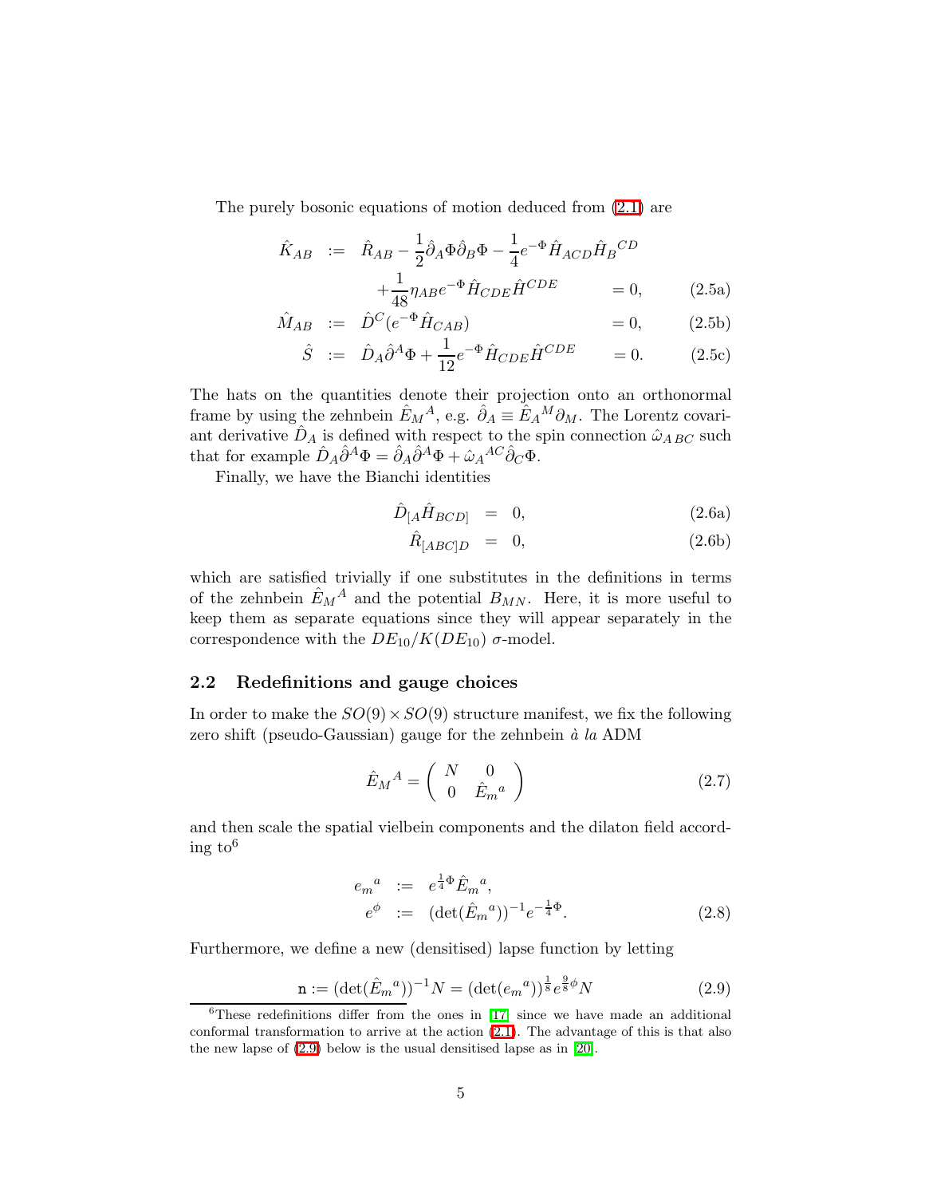The purely bosonic equations of motion deduced from (2.1) are

$$
\begin{aligned}
\hat{K}_{AB} &:= \hat{R}_{AB} - \frac{1}{2}\hat{\partial}_A\Phi\hat{\partial}_B\Phi - \frac{1}{4}e^{-\Phi}\hat{H}_{ACD}\hat{H}_B{}^{CD} \\
&\qquad + \frac{1}{48}\eta_{AB}e^{-\Phi}\hat{H}_{CDE}\hat{H}^{CDE} &= 0, \qquad (2.5a)\\
\hat{M}_{AB} &:= \hat{D}^C(e^{-\Phi}\hat{H}_{CAB}) &= 0, \qquad (2.5b)\\
\hat{S} &:= \hat{D}_A\hat{\partial}^A\Phi + \frac{1}{12}e^{-\Phi}\hat{H}_{CDE}\hat{H}^{CDE} &= 0. \qquad (2.5c)
\end{aligned}
$$

The hats on the quantities denote their projection onto an orthonormal frame by using the zehnbein $\hat{E}_M{}^A$, e.g. $\hat{\partial}_A \equiv \hat{E}_A{}^M\partial_M$. The Lorentz covariant derivative $\hat{D}_A$ is defined with respect to the spin connection $\hat{\omega}_{ABC}$ such that for example $\hat{D}_A\hat{\partial}^A\Phi = \hat{\partial}_A\hat{\partial}^A\Phi + \hat{\omega}_A{}^{AC}\hat{\partial}_C\Phi$.

Finally, we have the Bianchi identities

$$
\begin{aligned}
\hat{D}_{[A}\hat{H}_{BCD]} &= 0, \qquad (2.6a)\\
\hat{R}_{[ABC]D} &= 0, \qquad (2.6b)
\end{aligned}
$$

which are satisfied trivially if one substitutes in the definitions in terms of the zehnbein $\hat{E}_M{}^A$ and the potential $B_{MN}$. Here, it is more useful to keep them as separate equations since they will appear separately in the correspondence with the $DE_{10}/K(DE_{10})$ $\sigma$-model.

## 2.2 Redefinitions and gauge choices

In order to make the $SO(9)\times SO(9)$ structure manifest, we fix the following zero shift (pseudo-Gaussian) gauge for the zehnbein *à la* ADM

$$
\hat{E}_M{}^A = \begin{pmatrix} N & 0 \\ 0 & \hat{E}_m{}^a \end{pmatrix} \qquad (2.7)
$$

and then scale the spatial vielbein components and the dilaton field according to[6]

$$
\begin{aligned}
e_m{}^a &:= e^{\frac{1}{4}\Phi}\hat{E}_m{}^a,\\
e^{\phi} &:= (\det(\hat{E}_m{}^a))^{-1}e^{-\frac{1}{4}\Phi}. \qquad (2.8)
\end{aligned}
$$

Furthermore, we define a new (densitised) lapse function by letting

$$
\mathtt{n} := (\det(\hat{E}_m{}^a))^{-1}N = (\det(e_m{}^a))^{\frac{1}{8}}e^{\frac{9}{8}\phi}N \qquad (2.9)
$$

[6] These redefinitions differ from the ones in [17] since we have made an additional conformal transformation to arrive at the action (2.1). The advantage of this is that also the new lapse of (2.9) below is the usual densitised lapse as in [20].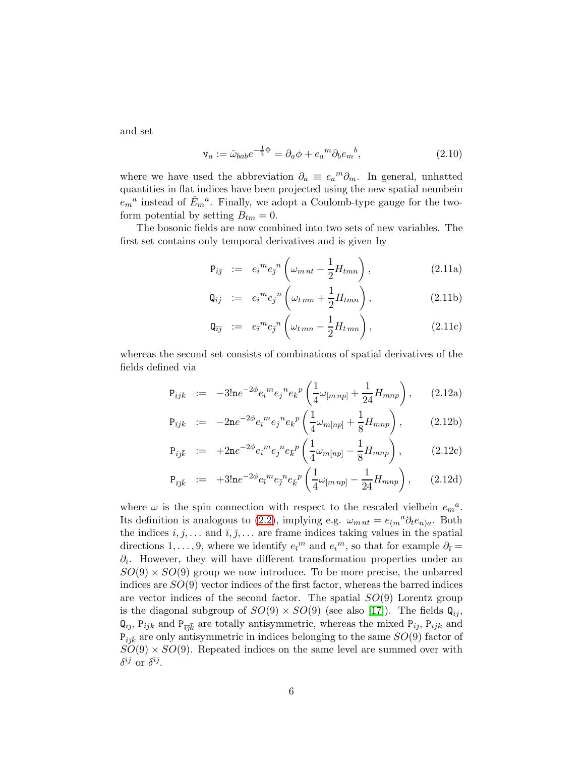and set

$$\mathtt{v}_a := \hat{\omega}_{bab} e^{-\frac{1}{4}\Phi} = \partial_a \phi + e_a{}^m \partial_b e_m{}^b, \tag{2.10}$$

where we have used the abbreviation $\partial_a \equiv e_a{}^m \partial_m$. In general, unhatted quantities in flat indices have been projected using the new spatial neunbein $e_m{}^a$ instead of $\hat{E}_m{}^a$. Finally, we adopt a Coulomb-type gauge for the two-form potential by setting $B_{tm} = 0$.

The bosonic fields are now combined into two sets of new variables. The first set contains only temporal derivatives and is given by

$$\mathtt{P}_{i\bar{j}} \;:=\; e_i{}^m e_{\bar{j}}{}^n \left( \omega_{m\,nt} - \frac{1}{2} H_{tmn} \right), \tag{2.11a}$$

$$\mathtt{Q}_{ij} \;:=\; e_i{}^m e_j{}^n \left( \omega_{t\,mn} + \frac{1}{2} H_{tmn} \right), \tag{2.11b}$$

$$\mathtt{Q}_{\bar{i}\bar{j}} \;:=\; e_{\bar{i}}{}^m e_{\bar{j}}{}^n \left( \omega_{t\,mn} - \frac{1}{2} H_{t\,mn} \right), \tag{2.11c}$$

whereas the second set consists of combinations of spatial derivatives of the fields defined via

$$\mathtt{P}_{ijk} \;:=\; -3!\mathtt{n} e^{-2\phi} e_i{}^m e_j{}^n e_k{}^p \left( \frac{1}{4} \omega_{[m\,np]} + \frac{1}{24} H_{mnp} \right), \tag{2.12a}$$

$$\mathtt{P}_{\bar{i}jk} \;:=\; -2\mathtt{n} e^{-2\phi} e_{\bar{i}}{}^m e_j{}^n e_k{}^p \left( \frac{1}{4} \omega_{m[np]} + \frac{1}{8} H_{mnp} \right), \tag{2.12b}$$

$$\mathtt{P}_{i\bar{j}\bar{k}} \;:=\; +2\mathtt{n} e^{-2\phi} e_i{}^m e_{\bar{j}}{}^n e_{\bar{k}}{}^p \left( \frac{1}{4} \omega_{m[np]} - \frac{1}{8} H_{mnp} \right), \tag{2.12c}$$

$$\mathtt{P}_{\bar{i}\bar{j}\bar{k}} \;:=\; +3!\mathtt{n} e^{-2\phi} e_{\bar{i}}{}^m e_{\bar{j}}{}^n e_{\bar{k}}{}^p \left( \frac{1}{4} \omega_{[m\,np]} - \frac{1}{24} H_{mnp} \right), \tag{2.12d}$$

where $\omega$ is the spin connection with respect to the rescaled vielbein $e_m{}^a$. Its definition is analogous to (2.2), implying e.g. $\omega_{m\,nt} = e_{(m}{}^a \partial_t e_{n)a}$. Both the indices $i, j, \ldots$ and $\bar{i}, \bar{j}, \ldots$ are frame indices taking values in the spatial directions $1, \ldots, 9$, where we identify $e_{\bar{i}}{}^m$ and $e_i{}^m$, so that for example $\partial_{\bar{i}} = \partial_i$. However, they will have different transformation properties under an $SO(9) \times SO(9)$ group we now introduce. To be more precise, the unbarred indices are $SO(9)$ vector indices of the first factor, whereas the barred indices are vector indices of the second factor. The spatial $SO(9)$ Lorentz group is the diagonal subgroup of $SO(9) \times SO(9)$ (see also [17]). The fields $\mathtt{Q}_{ij}$, $\mathtt{Q}_{\bar{i}\bar{j}}$, $\mathtt{P}_{ijk}$ and $\mathtt{P}_{\bar{i}\bar{j}\bar{k}}$ are totally antisymmetric, whereas the mixed $\mathtt{P}_{i\bar{j}}$, $\mathtt{P}_{\bar{i}jk}$ and $\mathtt{P}_{i\bar{j}\bar{k}}$ are only antisymmetric in indices belonging to the same $SO(9)$ factor of $SO(9) \times SO(9)$. Repeated indices on the same level are summed over with $\delta^{ij}$ or $\delta^{\bar{i}\bar{j}}$.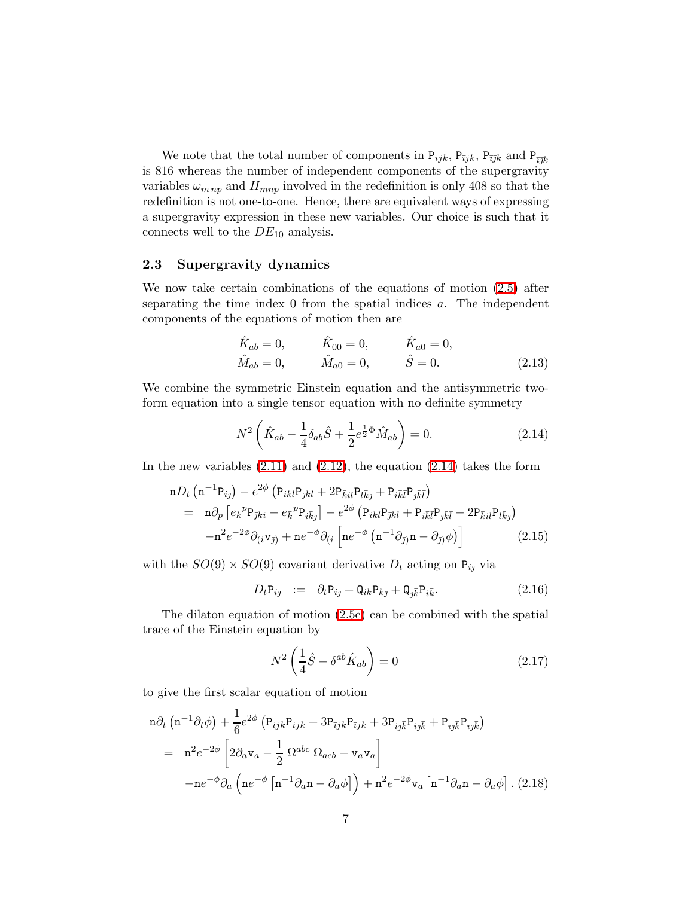We note that the total number of components in $\mathtt{P}_{ijk}$, $\mathtt{P}_{\bar{\imath}jk}$, $\mathtt{P}_{\bar{\imath}\bar{\jmath}k}$ and $\mathtt{P}_{\bar{\imath}\bar{\jmath}\bar{k}}$ is 816 whereas the number of independent components of the supergravity variables $\omega_{m\,np}$ and $H_{mnp}$ involved in the redefinition is only 408 so that the redefinition is not one-to-one. Hence, there are equivalent ways of expressing a supergravity expression in these new variables. Our choice is such that it connects well to the $DE_{10}$ analysis.

### 2.3 Supergravity dynamics

We now take certain combinations of the equations of motion (2.5) after separating the time index 0 from the spatial indices $a$. The independent components of the equations of motion then are

$$
\begin{aligned}
&\hat{K}_{ab} = 0, \qquad && \hat{K}_{00} = 0, \qquad && \hat{K}_{a0} = 0, \\
&\hat{M}_{ab} = 0, \qquad && \hat{M}_{a0} = 0, \qquad && \hat{S} = 0.
\end{aligned}
\tag{2.13}
$$

We combine the symmetric Einstein equation and the antisymmetric two-form equation into a single tensor equation with no definite symmetry

$$
N^2\left(\hat{K}_{ab} - \frac{1}{4}\delta_{ab}\hat{S} + \frac{1}{2}e^{\frac{1}{2}\Phi}\hat{M}_{ab}\right) = 0. \tag{2.14}
$$

In the new variables (2.11) and (2.12), the equation (2.14) takes the form

$$
\begin{aligned}
&\mathtt{n} D_t\left(\mathtt{n}^{-1}\mathtt{P}_{i\bar{\jmath}}\right) - e^{2\phi}\left(\mathtt{P}_{ikl}\mathtt{P}_{\bar{\jmath}kl} + 2\mathtt{P}_{\bar{k}il}\mathtt{P}_{l\bar{k}\bar{\jmath}} + \mathtt{P}_{i\bar{k}\bar{l}}\mathtt{P}_{\bar{\jmath}\bar{k}\bar{l}}\right) \\
&\quad = \ \mathtt{n}\partial_p\left[e_k{}^p\mathtt{P}_{\bar{\jmath}ki} - e_{\bar{k}}{}^p\mathtt{P}_{i\bar{k}\bar{\jmath}}\right] - e^{2\phi}\left(\mathtt{P}_{ikl}\mathtt{P}_{\bar{\jmath}kl} + \mathtt{P}_{i\bar{k}\bar{l}}\mathtt{P}_{\bar{\jmath}\bar{k}\bar{l}} - 2\mathtt{P}_{\bar{k}il}\mathtt{P}_{l\bar{k}\bar{\jmath}}\right) \\
&\qquad -\mathtt{n}^2 e^{-2\phi}\partial_{(i}\mathtt{v}_{\bar{\jmath})} + \mathtt{n}e^{-\phi}\partial_{(i}\left[\mathtt{n}e^{-\phi}\left(\mathtt{n}^{-1}\partial_{\bar{\jmath})}\mathtt{n} - \partial_{\bar{\jmath})}\phi\right)\right]
\end{aligned}
\tag{2.15}
$$

with the $SO(9)\times SO(9)$ covariant derivative $D_t$ acting on $\mathtt{P}_{i\bar{\jmath}}$ via

$$
D_t\mathtt{P}_{i\bar{\jmath}} \ := \ \partial_t\mathtt{P}_{i\bar{\jmath}} + \mathtt{Q}_{ik}\mathtt{P}_{k\bar{\jmath}} + \mathtt{Q}_{\bar{\jmath}\bar{k}}\mathtt{P}_{i\bar{k}}. \tag{2.16}
$$

The dilaton equation of motion (2.5c) can be combined with the spatial trace of the Einstein equation by

$$
N^2\left(\frac{1}{4}\hat{S} - \delta^{ab}\hat{K}_{ab}\right) = 0 \tag{2.17}
$$

to give the first scalar equation of motion

$$
\begin{aligned}
&\mathtt{n}\partial_t\left(\mathtt{n}^{-1}\partial_t\phi\right) + \frac{1}{6}e^{2\phi}\left(\mathtt{P}_{ijk}\mathtt{P}_{ijk} + 3\mathtt{P}_{\bar{\imath}jk}\mathtt{P}_{\bar{\imath}jk} + 3\mathtt{P}_{i\bar{\jmath}\bar{k}}\mathtt{P}_{i\bar{\jmath}\bar{k}} + \mathtt{P}_{\bar{\imath}\bar{\jmath}\bar{k}}\mathtt{P}_{\bar{\imath}\bar{\jmath}\bar{k}}\right) \\
&\quad = \ \mathtt{n}^2 e^{-2\phi}\left[2\partial_a\mathtt{v}_a - \frac{1}{2}\,\Omega^{abc}\,\Omega_{acb} - \mathtt{v}_a\mathtt{v}_a\right] \\
&\qquad -\mathtt{n}e^{-\phi}\partial_a\left(\mathtt{n}e^{-\phi}\left[\mathtt{n}^{-1}\partial_a\mathtt{n} - \partial_a\phi\right]\right) + \mathtt{n}^2 e^{-2\phi}\mathtt{v}_a\left[\mathtt{n}^{-1}\partial_a\mathtt{n} - \partial_a\phi\right].
\end{aligned}
\tag{2.18}
$$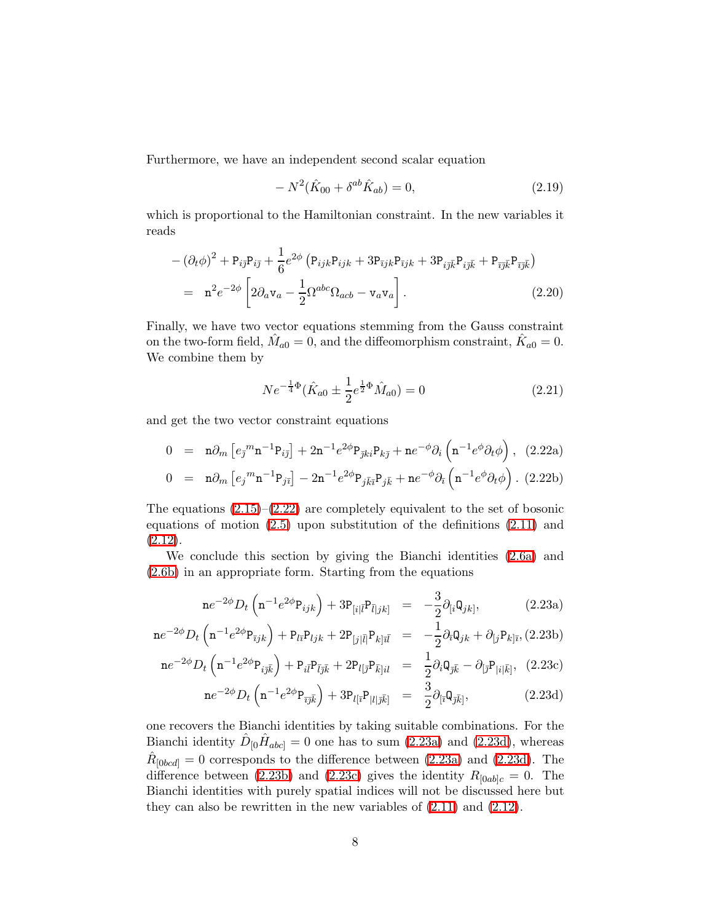Furthermore, we have an independent second scalar equation

$$
-N^2(\hat{K}_{00} + \delta^{ab}\hat{K}_{ab}) = 0, \tag{2.19}
$$

which is proportional to the Hamiltonian constraint. In the new variables it reads

$$
\begin{aligned}
&-(\partial_t\phi)^2 + \mathtt{P}_{i\bar{j}}\mathtt{P}_{i\bar{j}} + \frac{1}{6}e^{2\phi}\left(\mathtt{P}_{ijk}\mathtt{P}_{ijk} + 3\mathtt{P}_{\bar{\imath}jk}\mathtt{P}_{\bar{\imath}jk} + 3\mathtt{P}_{i\bar{j}\bar{k}}\mathtt{P}_{i\bar{j}\bar{k}} + \mathtt{P}_{\bar{\imath}\bar{j}\bar{k}}\mathtt{P}_{\bar{\imath}\bar{j}\bar{k}}\right) \\
&\quad = \mathtt{n}^2 e^{-2\phi}\left[2\partial_a \mathtt{v}_a - \frac{1}{2}\Omega^{abc}\Omega_{acb} - \mathtt{v}_a\mathtt{v}_a\right].
\end{aligned} \tag{2.20}
$$

Finally, we have two vector equations stemming from the Gauss constraint on the two-form field, $\hat{M}_{a0} = 0$, and the diffeomorphism constraint, $\hat{K}_{a0} = 0$. We combine them by

$$
Ne^{-\frac{1}{4}\Phi}(\hat{K}_{a0} \pm \frac{1}{2}e^{\frac{1}{2}\Phi}\hat{M}_{a0}) = 0 \tag{2.21}
$$

and get the two vector constraint equations

$$
0 = \mathtt{n}\partial_m\left[e_{\bar{j}}{}^m \mathtt{n}^{-1}\mathtt{P}_{i\bar{j}}\right] + 2\mathtt{n}^{-1}e^{2\phi}\mathtt{P}_{\bar{j}ki}\mathtt{P}_{k\bar{j}} + \mathtt{n}e^{-\phi}\partial_i\left(\mathtt{n}^{-1}e^{\phi}\partial_t\phi\right), \tag{2.22a}
$$

$$
0 = \mathtt{n}\partial_m\left[e_j{}^m \mathtt{n}^{-1}\mathtt{P}_{j\bar{\imath}}\right] - 2\mathtt{n}^{-1}e^{2\phi}\mathtt{P}_{j\bar{k}\bar{\imath}}\mathtt{P}_{j\bar{k}} + \mathtt{n}e^{-\phi}\partial_{\bar{\imath}}\left(\mathtt{n}^{-1}e^{\phi}\partial_t\phi\right). \tag{2.22b}
$$

The equations (2.15)–(2.22) are completely equivalent to the set of bosonic equations of motion (2.5) upon substitution of the definitions (2.11) and (2.12).

We conclude this section by giving the Bianchi identities (2.6a) and (2.6b) in an appropriate form. Starting from the equations

$$
\mathtt{n}e^{-2\phi}D_t\left(\mathtt{n}^{-1}e^{2\phi}\mathtt{P}_{ijk}\right) + 3\mathtt{P}_{[i|\bar{l}}\mathtt{P}_{\bar{l}|jk]} = -\frac{3}{2}\partial_{[i}\mathtt{Q}_{jk]}, \tag{2.23a}
$$

$$
\mathtt{n}e^{-2\phi}D_t\left(\mathtt{n}^{-1}e^{2\phi}\mathtt{P}_{\bar{\imath}jk}\right) + \mathtt{P}_{l\bar{\imath}}\mathtt{P}_{ljk} + 2\mathtt{P}_{[j|\bar{l}|}\mathtt{P}_{k]\bar{\imath}\bar{l}} = -\frac{1}{2}\partial_{\bar{\imath}}\mathtt{Q}_{jk} + \partial_{[j}\mathtt{P}_{k]\bar{\imath}}, \tag{2.23b}
$$

$$
\mathtt{n}e^{-2\phi}D_t\left(\mathtt{n}^{-1}e^{2\phi}\mathtt{P}_{i\bar{j}\bar{k}}\right) + \mathtt{P}_{i\bar{l}}\mathtt{P}_{\bar{l}\bar{j}\bar{k}} + 2\mathtt{P}_{l[\bar{j}}\mathtt{P}_{\bar{k}]il} = \frac{1}{2}\partial_i\mathtt{Q}_{\bar{j}\bar{k}} - \partial_{[\bar{j}}\mathtt{P}_{|i|\bar{k}]}, \tag{2.23c}
$$

$$
\mathtt{n}e^{-2\phi}D_t\left(\mathtt{n}^{-1}e^{2\phi}\mathtt{P}_{\bar{\imath}\bar{j}\bar{k}}\right) + 3\mathtt{P}_{l[\bar{\imath}}\mathtt{P}_{|l|\bar{j}\bar{k}]} = \frac{3}{2}\partial_{[\bar{\imath}}\mathtt{Q}_{\bar{j}\bar{k}]}, \tag{2.23d}
$$

one recovers the Bianchi identities by taking suitable combinations. For the Bianchi identity $\hat{D}_{[0}\hat{H}_{abc]} = 0$ one has to sum (2.23a) and (2.23d), whereas $\hat{R}_{[0bcd]} = 0$ corresponds to the difference between (2.23a) and (2.23d). The difference between (2.23b) and (2.23c) gives the identity $R_{[0ab]c} = 0$. The Bianchi identities with purely spatial indices will not be discussed here but they can also be rewritten in the new variables of (2.11) and (2.12).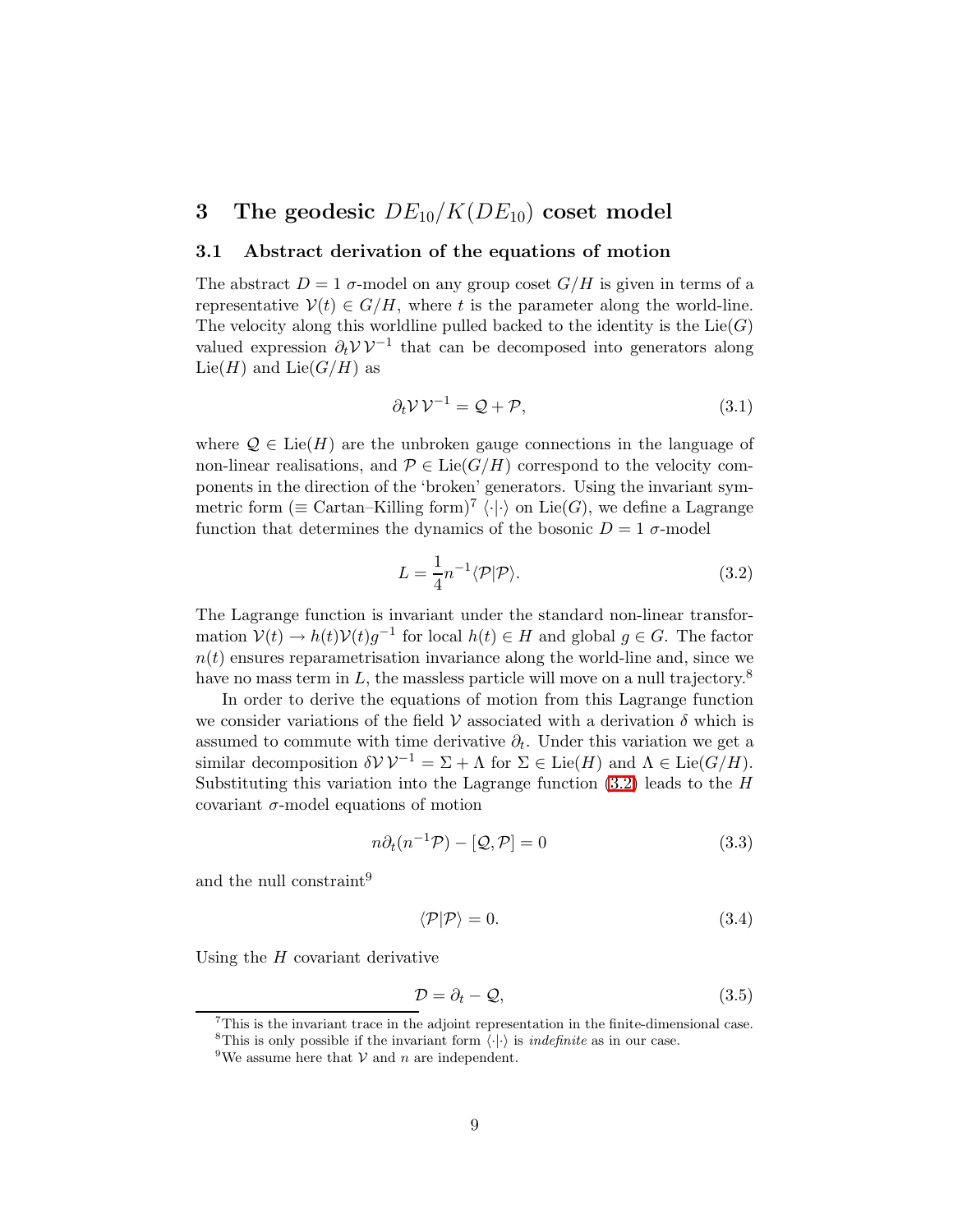## 3 The geodesic $DE_{10}/K(DE_{10})$ coset model

### 3.1 Abstract derivation of the equations of motion

The abstract $D = 1$ $\sigma$-model on any group coset $G/H$ is given in terms of a representative $\mathcal{V}(t) \in G/H$, where $t$ is the parameter along the world-line. The velocity along this worldline pulled backed to the identity is the $\mathrm{Lie}(G)$ valued expression $\partial_t \mathcal{V}\,\mathcal{V}^{-1}$ that can be decomposed into generators along $\mathrm{Lie}(H)$ and $\mathrm{Lie}(G/H)$ as

$$\partial_t \mathcal{V}\,\mathcal{V}^{-1} = \mathcal{Q} + \mathcal{P}, \tag{3.1}$$

where $\mathcal{Q} \in \mathrm{Lie}(H)$ are the unbroken gauge connections in the language of non-linear realisations, and $\mathcal{P} \in \mathrm{Lie}(G/H)$ correspond to the velocity components in the direction of the 'broken' generators. Using the invariant symmetric form ($\equiv$ Cartan–Killing form)[7] $\langle\cdot|\cdot\rangle$ on $\mathrm{Lie}(G)$, we define a Lagrange function that determines the dynamics of the bosonic $D = 1$ $\sigma$-model

$$L = \frac{1}{4} n^{-1} \langle \mathcal{P} | \mathcal{P} \rangle. \tag{3.2}$$

The Lagrange function is invariant under the standard non-linear transformation $\mathcal{V}(t) \to h(t)\mathcal{V}(t)g^{-1}$ for local $h(t) \in H$ and global $g \in G$. The factor $n(t)$ ensures reparametrisation invariance along the world-line and, since we have no mass term in $L$, the massless particle will move on a null trajectory.[8]

In order to derive the equations of motion from this Lagrange function we consider variations of the field $\mathcal{V}$ associated with a derivation $\delta$ which is assumed to commute with time derivative $\partial_t$. Under this variation we get a similar decomposition $\delta\mathcal{V}\,\mathcal{V}^{-1} = \Sigma + \Lambda$ for $\Sigma \in \mathrm{Lie}(H)$ and $\Lambda \in \mathrm{Lie}(G/H)$. Substituting this variation into the Lagrange function (3.2) leads to the $H$ covariant $\sigma$-model equations of motion

$$n\partial_t(n^{-1}\mathcal{P}) - [\mathcal{Q}, \mathcal{P}] = 0 \tag{3.3}$$

and the null constraint[9]

$$\langle \mathcal{P} | \mathcal{P} \rangle = 0. \tag{3.4}$$

Using the $H$ covariant derivative

$$\mathcal{D} = \partial_t - \mathcal{Q}, \tag{3.5}$$

---

[7] This is the invariant trace in the adjoint representation in the finite-dimensional case.

[8] This is only possible if the invariant form $\langle\cdot|\cdot\rangle$ is *indefinite* as in our case.

[9] We assume here that $\mathcal{V}$ and $n$ are independent.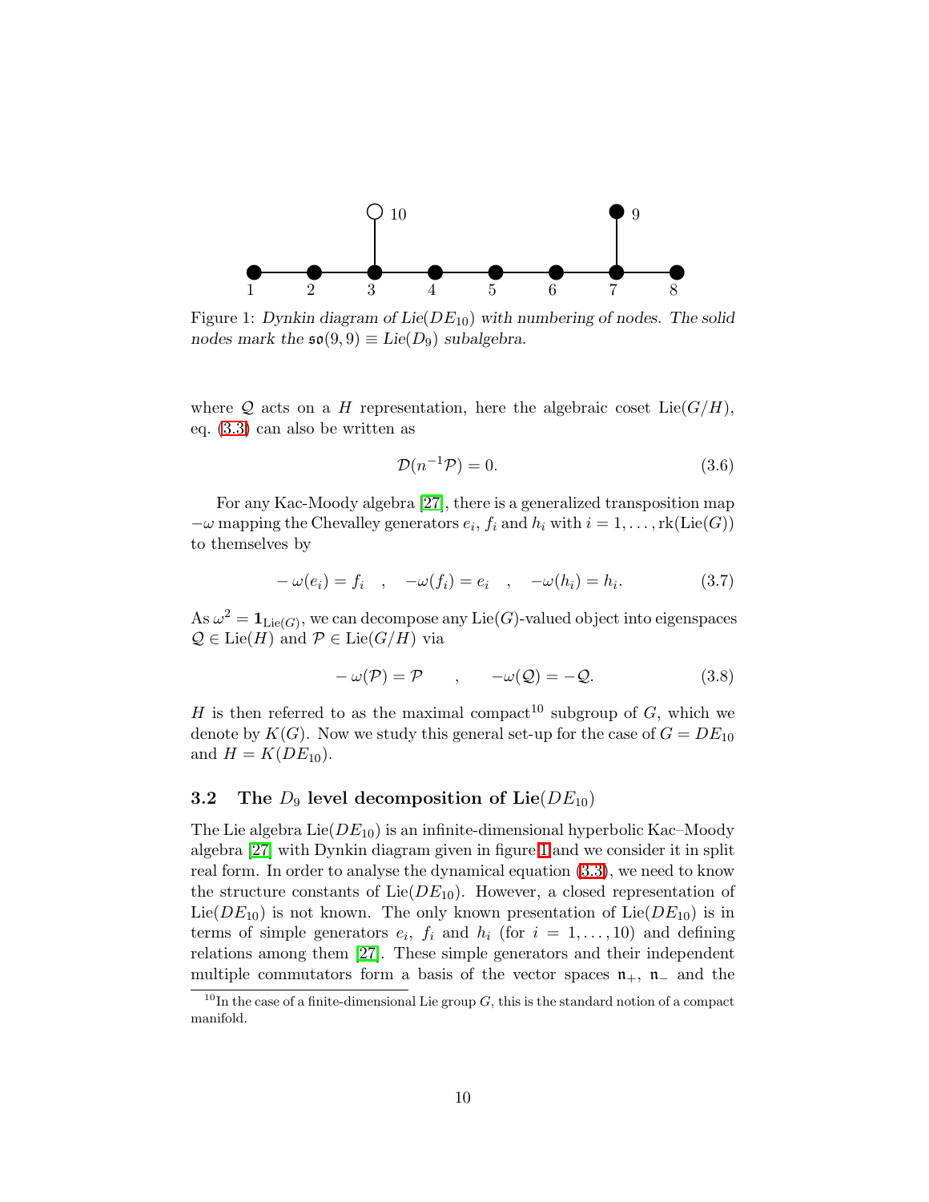Figure 1: *Dynkin diagram of Lie($DE_{10}$) with numbering of nodes. The solid nodes mark the $\mathfrak{so}(9,9) \equiv$ Lie($D_9$) subalgebra.*

where $\mathcal{Q}$ acts on a $H$ representation, here the algebraic coset Lie($G/H$), eq. (3.3) can also be written as

$$\mathcal{D}(n^{-1}\mathcal{P}) = 0. \tag{3.6}$$

For any Kac-Moody algebra [27], there is a generalized transposition map $-\omega$ mapping the Chevalley generators $e_i$, $f_i$ and $h_i$ with $i = 1, \dots, \mathrm{rk}(\mathrm{Lie}(G))$ to themselves by

$$-\omega(e_i) = f_i \quad , \quad -\omega(f_i) = e_i \quad , \quad -\omega(h_i) = h_i. \tag{3.7}$$

As $\omega^2 = \mathbf{1}_{\mathrm{Lie}(G)}$, we can decompose any Lie($G$)-valued object into eigenspaces $\mathcal{Q} \in \mathrm{Lie}(H)$ and $\mathcal{P} \in \mathrm{Lie}(G/H)$ via

$$-\omega(\mathcal{P}) = \mathcal{P} \qquad , \qquad -\omega(\mathcal{Q}) = -\mathcal{Q}. \tag{3.8}$$

$H$ is then referred to as the maximal compact[10] subgroup of $G$, which we denote by $K(G)$. Now we study this general set-up for the case of $G = DE_{10}$ and $H = K(DE_{10})$.

### 3.2 The $D_9$ level decomposition of Lie($DE_{10}$)

The Lie algebra Lie($DE_{10}$) is an infinite-dimensional hyperbolic Kac–Moody algebra [27] with Dynkin diagram given in figure 1 and we consider it in split real form. In order to analyse the dynamical equation (3.3), we need to know the structure constants of Lie($DE_{10}$). However, a closed representation of Lie($DE_{10}$) is not known. The only known presentation of Lie($DE_{10}$) is in terms of simple generators $e_i$, $f_i$ and $h_i$ (for $i = 1, \dots, 10$) and defining relations among them [27]. These simple generators and their independent multiple commutators form a basis of the vector spaces $\mathfrak{n}_+$, $\mathfrak{n}_-$ and the

[10] In the case of a finite-dimensional Lie group $G$, this is the standard notion of a compact manifold.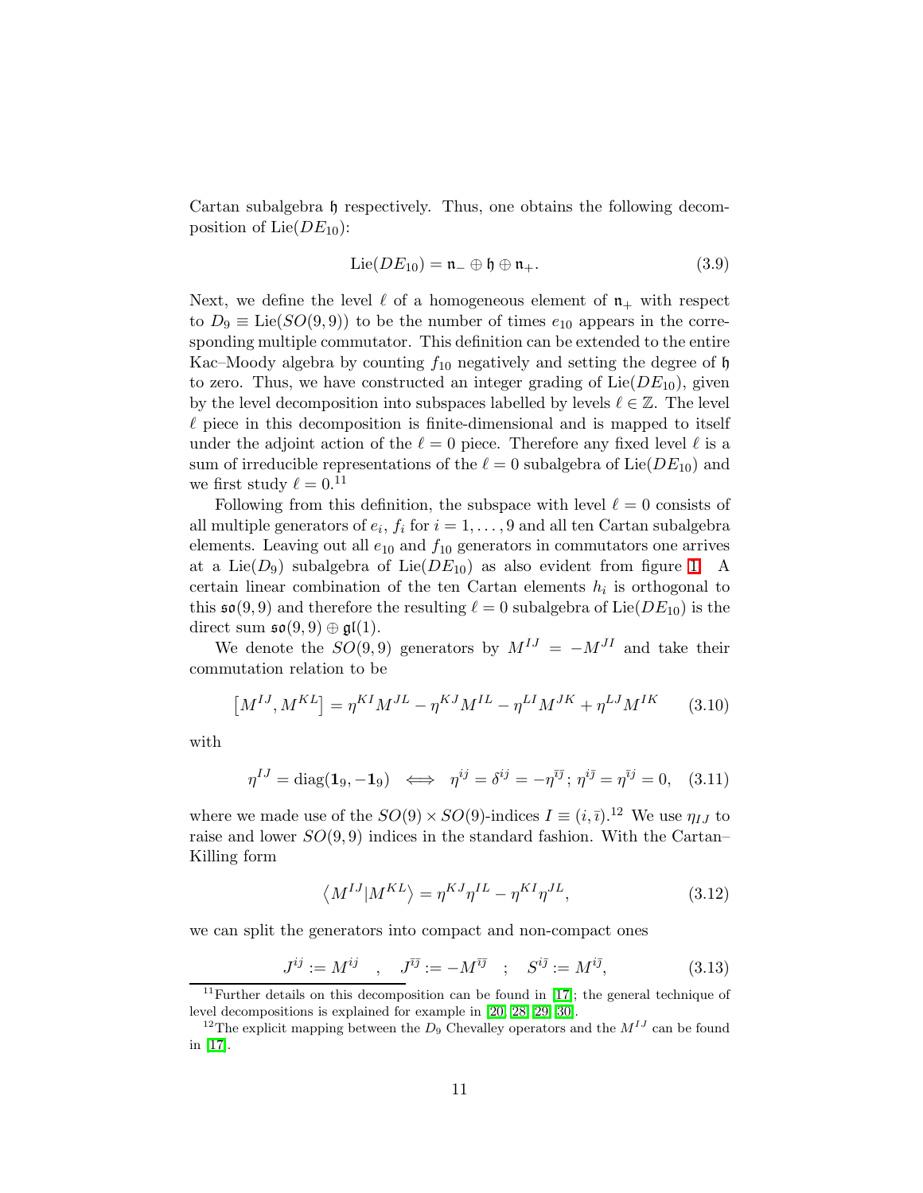Cartan subalgebra $\mathfrak{h}$ respectively. Thus, one obtains the following decomposition of $\mathrm{Lie}(DE_{10})$:

$$\mathrm{Lie}(DE_{10}) = \mathfrak{n}_- \oplus \mathfrak{h} \oplus \mathfrak{n}_+. \tag{3.9}$$

Next, we define the level $\ell$ of a homogeneous element of $\mathfrak{n}_+$ with respect to $D_9 \equiv \mathrm{Lie}(SO(9,9))$ to be the number of times $e_{10}$ appears in the corresponding multiple commutator. This definition can be extended to the entire Kac–Moody algebra by counting $f_{10}$ negatively and setting the degree of $\mathfrak{h}$ to zero. Thus, we have constructed an integer grading of $\mathrm{Lie}(DE_{10})$, given by the level decomposition into subspaces labelled by levels $\ell \in \mathbb{Z}$. The level $\ell$ piece in this decomposition is finite-dimensional and is mapped to itself under the adjoint action of the $\ell = 0$ piece. Therefore any fixed level $\ell$ is a sum of irreducible representations of the $\ell = 0$ subalgebra of $\mathrm{Lie}(DE_{10})$ and we first study $\ell = 0$.[11]

Following from this definition, the subspace with level $\ell = 0$ consists of all multiple generators of $e_i$, $f_i$ for $i = 1, \ldots, 9$ and all ten Cartan subalgebra elements. Leaving out all $e_{10}$ and $f_{10}$ generators in commutators one arrives at a $\mathrm{Lie}(D_9)$ subalgebra of $\mathrm{Lie}(DE_{10})$ as also evident from figure 1. A certain linear combination of the ten Cartan elements $h_i$ is orthogonal to this $\mathfrak{so}(9,9)$ and therefore the resulting $\ell = 0$ subalgebra of $\mathrm{Lie}(DE_{10})$ is the direct sum $\mathfrak{so}(9,9) \oplus \mathfrak{gl}(1)$.

We denote the $SO(9,9)$ generators by $M^{IJ} = -M^{JI}$ and take their commutation relation to be

$$\left[M^{IJ}, M^{KL}\right] = \eta^{KI} M^{JL} - \eta^{KJ} M^{IL} - \eta^{LI} M^{JK} + \eta^{LJ} M^{IK} \tag{3.10}$$

with

$$\eta^{IJ} = \mathrm{diag}(\mathbf{1}_9, -\mathbf{1}_9) \iff \eta^{ij} = \delta^{ij} = -\eta^{\bar{\imath}\bar{\jmath}}\,;\, \eta^{i\bar{\jmath}} = \eta^{\bar{\imath}j} = 0, \tag{3.11}$$

where we made use of the $SO(9) \times SO(9)$-indices $I \equiv (i, \bar{\imath})$.[12] We use $\eta_{IJ}$ to raise and lower $SO(9,9)$ indices in the standard fashion. With the Cartan–Killing form

$$\left\langle M^{IJ} | M^{KL} \right\rangle = \eta^{KJ}\eta^{IL} - \eta^{KI}\eta^{JL}, \tag{3.12}$$

we can split the generators into compact and non-compact ones

$$J^{ij} := M^{ij} \quad , \quad J^{\bar{\imath}\bar{\jmath}} := -M^{\bar{\imath}\bar{\jmath}} \quad ; \quad S^{i\bar{\jmath}} := M^{i\bar{\jmath}}, \tag{3.13}$$

---

[11] Further details on this decomposition can be found in [17]; the general technique of level decompositions is explained for example in [20, 28, 29, 30].

[12] The explicit mapping between the $D_9$ Chevalley operators and the $M^{IJ}$ can be found in [17].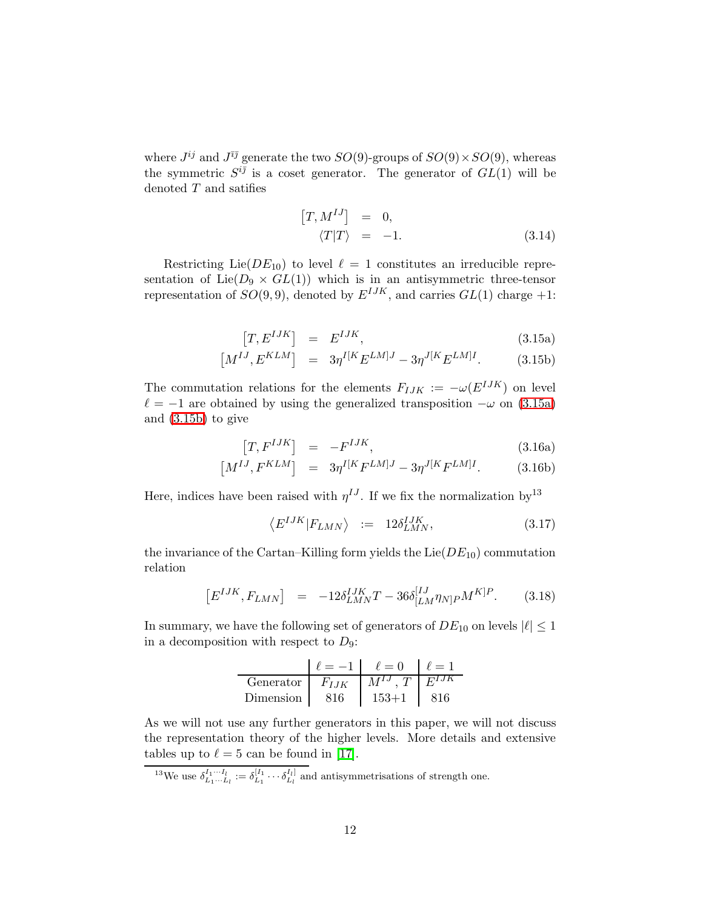where $J^{ij}$ and $J^{\bar{i}\bar{j}}$ generate the two $SO(9)$-groups of $SO(9)\times SO(9)$, whereas the symmetric $S^{i\bar{j}}$ is a coset generator. The generator of $GL(1)$ will be denoted $T$ and satifies

$$
\begin{aligned}
\left[T, M^{IJ}\right] &= 0, \\
\langle T|T\rangle &= -1.
\end{aligned} \tag{3.14}
$$

Restricting $\mathrm{Lie}(DE_{10})$ to level $\ell = 1$ constitutes an irreducible representation of $\mathrm{Lie}(D_9 \times GL(1))$ which is in an antisymmetric three-tensor representation of $SO(9,9)$, denoted by $E^{IJK}$, and carries $GL(1)$ charge $+1$:

$$
\left[T, E^{IJK}\right] = E^{IJK}, \tag{3.15a}
$$

$$
\left[M^{IJ}, E^{KLM}\right] = 3\eta^{I[K}E^{LM]J} - 3\eta^{J[K}E^{LM]I}. \tag{3.15b}
$$

The commutation relations for the elements $F_{IJK} := -\omega(E^{IJK})$ on level $\ell = -1$ are obtained by using the generalized transposition $-\omega$ on (3.15a) and (3.15b) to give

$$
\left[T, F^{IJK}\right] = -F^{IJK}, \tag{3.16a}
$$

$$
\left[M^{IJ}, F^{KLM}\right] = 3\eta^{I[K}F^{LM]J} - 3\eta^{J[K}F^{LM]I}. \tag{3.16b}
$$

Here, indices have been raised with $\eta^{IJ}$. If we fix the normalization by[13]

$$
\left\langle E^{IJK}|F_{LMN}\right\rangle := 12\delta^{IJK}_{LMN}, \tag{3.17}
$$

the invariance of the Cartan–Killing form yields the $\mathrm{Lie}(DE_{10})$ commutation relation

$$
\left[E^{IJK}, F_{LMN}\right] = -12\delta^{IJK}_{LMN}T - 36\delta^{[IJ}_{[LM}\eta_{N]P}M^{K]P}. \tag{3.18}
$$

In summary, we have the following set of generators of $DE_{10}$ on levels $|\ell| \leq 1$ in a decomposition with respect to $D_9$:

| | $\ell = -1$ | $\ell = 0$ | $\ell = 1$ |
|---|---|---|---|
| Generator | $F_{IJK}$ | $M^{IJ}$, $T$ | $E^{IJK}$ |
| Dimension | 816 | 153+1 | 816 |

As we will not use any further generators in this paper, we will not discuss the representation theory of the higher levels. More details and extensive tables up to $\ell = 5$ can be found in [17].

[13] We use $\delta^{I_1\cdots I_l}_{L_1\cdots L_l} := \delta^{[I_1}_{L_1}\cdots\delta^{I_l]}_{L_l}$ and antisymmetrisations of strength one.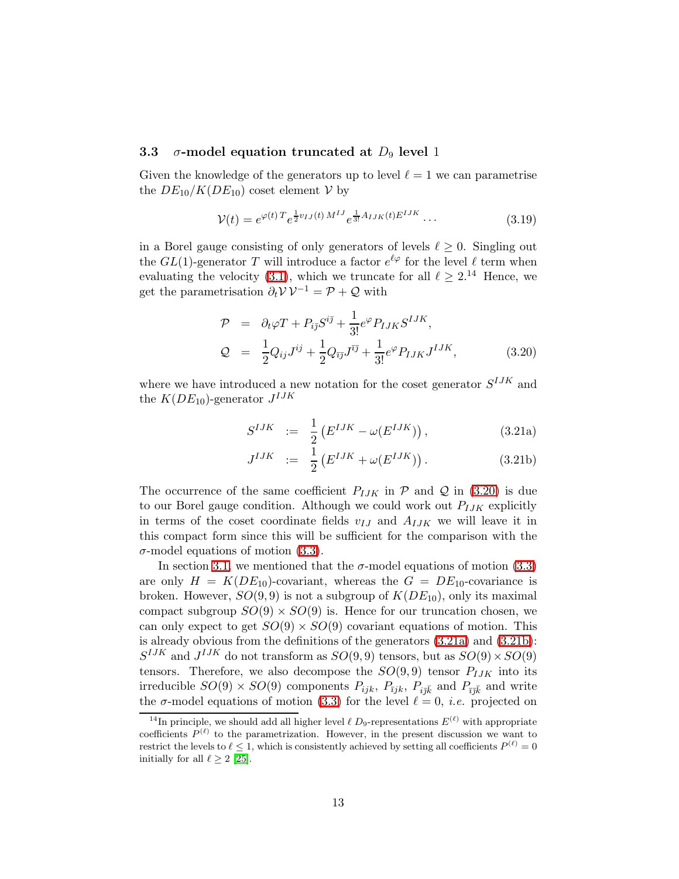### 3.3 $\sigma$-model equation truncated at $D_9$ level 1

Given the knowledge of the generators up to level $\ell = 1$ we can parametrise the $DE_{10}/K(DE_{10})$ coset element $\mathcal{V}$ by

$$
\mathcal{V}(t) = e^{\varphi(t)\,T} e^{\frac{1}{2} v_{IJ}(t)\,M^{IJ}} e^{\frac{1}{3!} A_{IJK}(t) E^{IJK}} \cdots \tag{3.19}
$$

in a Borel gauge consisting of only generators of levels $\ell \geq 0$. Singling out the $GL(1)$-generator $T$ will introduce a factor $e^{\ell\varphi}$ for the level $\ell$ term when evaluating the velocity (3.1), which we truncate for all $\ell \geq 2$.[14] Hence, we get the parametrisation $\partial_t \mathcal{V}\,\mathcal{V}^{-1} = \mathcal{P} + \mathcal{Q}$ with

$$
\begin{aligned}
\mathcal{P} &= \partial_t \varphi T + P_{i\bar{j}} S^{i\bar{j}} + \frac{1}{3!} e^{\varphi} P_{IJK} S^{IJK}, \\
\mathcal{Q} &= \frac{1}{2} Q_{ij} J^{ij} + \frac{1}{2} Q_{\bar{\imath}\bar{j}} J^{\bar{\imath}\bar{j}} + \frac{1}{3!} e^{\varphi} P_{IJK} J^{IJK},
\end{aligned} \tag{3.20}
$$

where we have introduced a new notation for the coset generator $S^{IJK}$ and the $K(DE_{10})$-generator $J^{IJK}$

$$
S^{IJK} := \frac{1}{2} \left( E^{IJK} - \omega(E^{IJK}) \right), \tag{3.21a}
$$

$$
J^{IJK} := \frac{1}{2} \left( E^{IJK} + \omega(E^{IJK}) \right). \tag{3.21b}
$$

The occurrence of the same coefficient $P_{IJK}$ in $\mathcal{P}$ and $\mathcal{Q}$ in (3.20) is due to our Borel gauge condition. Although we could work out $P_{IJK}$ explicitly in terms of the coset coordinate fields $v_{IJ}$ and $A_{IJK}$ we will leave it in this compact form since this will be sufficient for the comparison with the $\sigma$-model equations of motion (3.3).

In section 3.1, we mentioned that the $\sigma$-model equations of motion (3.3) are only $H = K(DE_{10})$-covariant, whereas the $G = DE_{10}$-covariance is broken. However, $SO(9,9)$ is not a subgroup of $K(DE_{10})$, only its maximal compact subgroup $SO(9) \times SO(9)$ is. Hence for our truncation chosen, we can only expect to get $SO(9) \times SO(9)$ covariant equations of motion. This is already obvious from the definitions of the generators (3.21a) and (3.21b): $S^{IJK}$ and $J^{IJK}$ do not transform as $SO(9,9)$ tensors, but as $SO(9) \times SO(9)$ tensors. Therefore, we also decompose the $SO(9,9)$ tensor $P_{IJK}$ into its irreducible $SO(9) \times SO(9)$ components $P_{ijk}$, $P_{\bar{\imath}jk}$, $P_{i\bar{j}\bar{k}}$ and $P_{\bar{\imath}\bar{j}\bar{k}}$ and write the $\sigma$-model equations of motion (3.3) for the level $\ell = 0$, *i.e.* projected on

---

[14] In principle, we should add all higher level $\ell$ $D_9$-representations $E^{(\ell)}$ with appropriate coefficients $P^{(\ell)}$ to the parametrization. However, in the present discussion we want to restrict the levels to $\ell \leq 1$, which is consistently achieved by setting all coefficients $P^{(\ell)} = 0$ initially for all $\ell \geq 2$ [25].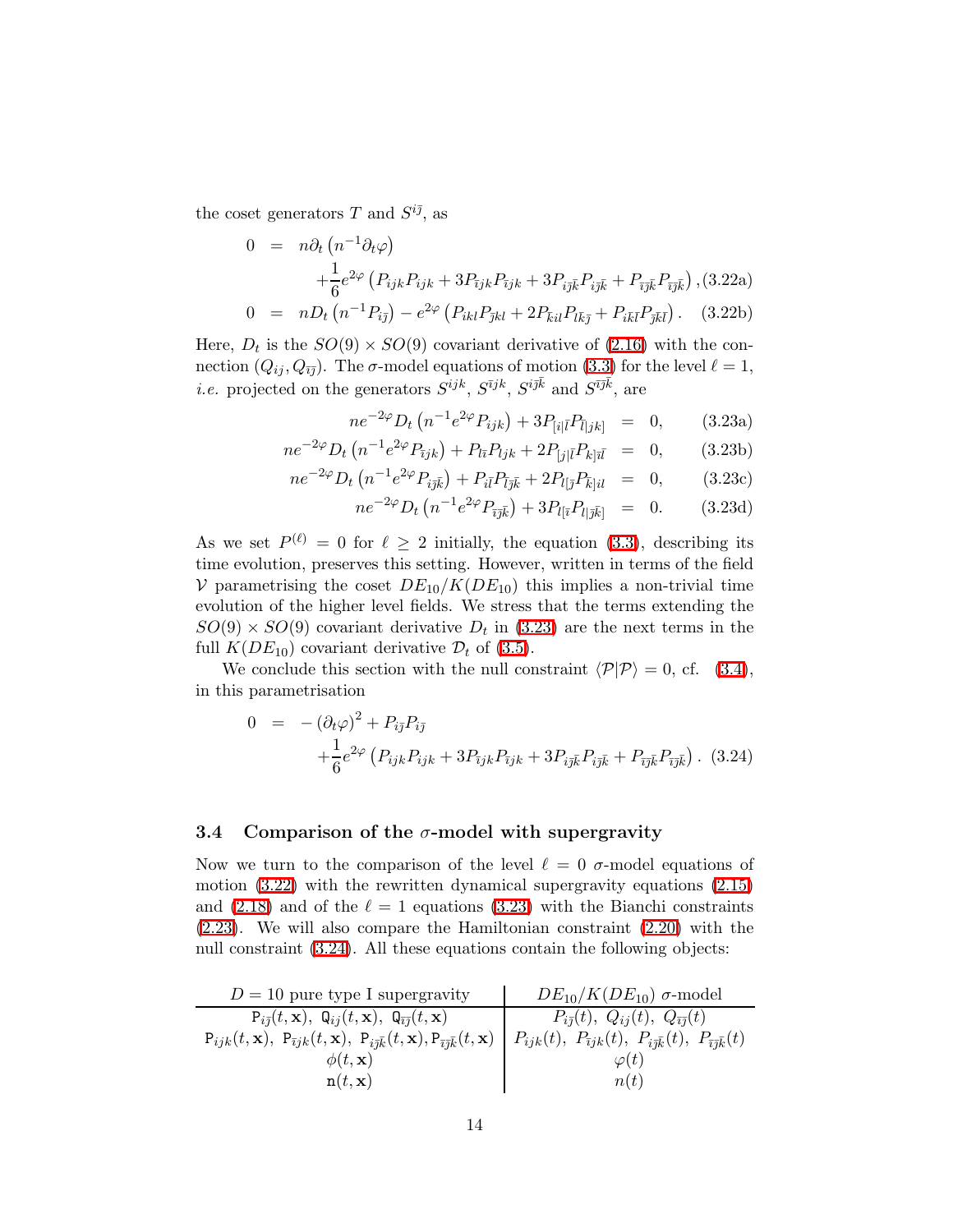the coset generators $T$ and $S^{i\bar{\jmath}}$, as

$$
\begin{aligned}
0 &= n\partial_t\left(n^{-1}\partial_t\varphi\right) \\
&\quad +\frac{1}{6}e^{2\varphi}\left(P_{ijk}P_{ijk}+3P_{\bar{\imath}jk}P_{\bar{\imath}jk}+3P_{i\bar{\jmath}\bar{k}}P_{i\bar{\jmath}\bar{k}}+P_{\bar{\imath}\bar{\jmath}\bar{k}}P_{\bar{\imath}\bar{\jmath}\bar{k}}\right), \qquad \text{(3.22a)}\\
0 &= nD_t\left(n^{-1}P_{i\bar{\jmath}}\right)-e^{2\varphi}\left(P_{ikl}P_{\bar{\jmath}kl}+2P_{\bar{k}il}P_{l\bar{k}\bar{\jmath}}+P_{i\bar{k}\bar{l}}P_{\bar{\jmath}\bar{k}\bar{l}}\right). \qquad \text{(3.22b)}
\end{aligned}
$$

Here, $D_t$ is the $SO(9)\times SO(9)$ covariant derivative of (2.16) with the connection $(Q_{ij},Q_{\bar{\imath}\bar{\jmath}})$. The $\sigma$-model equations of motion (3.3) for the level $\ell=1$, *i.e.* projected on the generators $S^{ijk}$, $S^{\bar{\imath}jk}$, $S^{i\bar{\jmath}\bar{k}}$ and $S^{\bar{\imath}\bar{\jmath}\bar{k}}$, are

$$
\begin{aligned}
ne^{-2\varphi}D_t\left(n^{-1}e^{2\varphi}P_{ijk}\right)+3P_{[i|\bar{l}}P_{\bar{l}|jk]} &= 0, \qquad \text{(3.23a)}\\
ne^{-2\varphi}D_t\left(n^{-1}e^{2\varphi}P_{\bar{\imath}jk}\right)+P_{l\bar{\imath}}P_{ljk}+2P_{[j|\bar{l}}P_{k]\bar{\imath}\bar{l}} &= 0, \qquad \text{(3.23b)}\\
ne^{-2\varphi}D_t\left(n^{-1}e^{2\varphi}P_{i\bar{\jmath}\bar{k}}\right)+P_{i\bar{l}}P_{\bar{l}\bar{\jmath}\bar{k}}+2P_{l[\bar{\jmath}}P_{\bar{k}]il} &= 0, \qquad \text{(3.23c)}\\
ne^{-2\varphi}D_t\left(n^{-1}e^{2\varphi}P_{\bar{\imath}\bar{\jmath}\bar{k}}\right)+3P_{l[\bar{\imath}}P_{l|\bar{\jmath}\bar{k}]} &= 0. \qquad \text{(3.23d)}
\end{aligned}
$$

As we set $P^{(\ell)}=0$ for $\ell\geq 2$ initially, the equation (3.3), describing its time evolution, preserves this setting. However, written in terms of the field $\mathcal{V}$ parametrising the coset $DE_{10}/K(DE_{10})$ this implies a non-trivial time evolution of the higher level fields. We stress that the terms extending the $SO(9)\times SO(9)$ covariant derivative $D_t$ in (3.23) are the next terms in the full $K(DE_{10})$ covariant derivative $\mathcal{D}_t$ of (3.5).

We conclude this section with the null constraint $\langle\mathcal{P}|\mathcal{P}\rangle=0$, cf. (3.4), in this parametrisation

$$
\begin{aligned}
0 &= -\left(\partial_t\varphi\right)^2+P_{i\bar{\jmath}}P_{i\bar{\jmath}} \\
&\quad +\frac{1}{6}e^{2\varphi}\left(P_{ijk}P_{ijk}+3P_{\bar{\imath}jk}P_{\bar{\imath}jk}+3P_{i\bar{\jmath}\bar{k}}P_{i\bar{\jmath}\bar{k}}+P_{\bar{\imath}\bar{\jmath}\bar{k}}P_{\bar{\imath}\bar{\jmath}\bar{k}}\right). \qquad \text{(3.24)}
\end{aligned}
$$

### 3.4 Comparison of the $\sigma$-model with supergravity

Now we turn to the comparison of the level $\ell=0$ $\sigma$-model equations of motion (3.22) with the rewritten dynamical supergravity equations (2.15) and (2.18) and of the $\ell=1$ equations (3.23) with the Bianchi constraints (2.23). We will also compare the Hamiltonian constraint (2.20) with the null constraint (3.24). All these equations contain the following objects:

| $D=10$ pure type I supergravity | $DE_{10}/K(DE_{10})$ $\sigma$-model |
|---|---|
| $\mathtt{P}_{i\bar{\jmath}}(t,\mathbf{x}),\ \mathtt{Q}_{ij}(t,\mathbf{x}),\ \mathtt{Q}_{\bar{\imath}\bar{\jmath}}(t,\mathbf{x})$ | $P_{i\bar{\jmath}}(t),\ Q_{ij}(t),\ Q_{\bar{\imath}\bar{\jmath}}(t)$ |
| $\mathtt{P}_{ijk}(t,\mathbf{x}),\ \mathtt{P}_{\bar{\imath}jk}(t,\mathbf{x}),\ \mathtt{P}_{i\bar{\jmath}\bar{k}}(t,\mathbf{x}),\mathtt{P}_{\bar{\imath}\bar{\jmath}\bar{k}}(t,\mathbf{x})$ | $P_{ijk}(t),\ P_{\bar{\imath}jk}(t),\ P_{i\bar{\jmath}\bar{k}}(t),\ P_{\bar{\imath}\bar{\jmath}\bar{k}}(t)$ |
| $\phi(t,\mathbf{x})$ | $\varphi(t)$ |
| $\mathtt{n}(t,\mathbf{x})$ | $n(t)$ |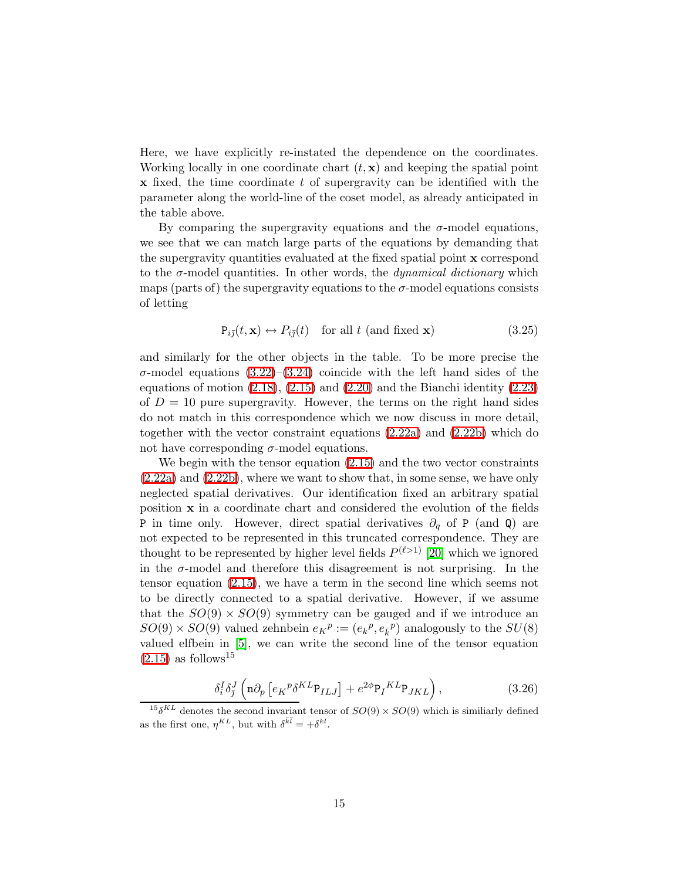Here, we have explicitly re-instated the dependence on the coordinates. Working locally in one coordinate chart $(t, \mathbf{x})$ and keeping the spatial point $\mathbf{x}$ fixed, the time coordinate $t$ of supergravity can be identified with the parameter along the world-line of the coset model, as already anticipated in the table above.

By comparing the supergravity equations and the $\sigma$-model equations, we see that we can match large parts of the equations by demanding that the supergravity quantities evaluated at the fixed spatial point $\mathbf{x}$ correspond to the $\sigma$-model quantities. In other words, the *dynamical dictionary* which maps (parts of) the supergravity equations to the $\sigma$-model equations consists of letting

$$
\mathtt{P}_{i\bar{j}}(t, \mathbf{x}) \leftrightarrow P_{i\bar{j}}(t) \quad \text{for all } t \text{ (and fixed } \mathbf{x}) \tag{3.25}
$$

and similarly for the other objects in the table. To be more precise the $\sigma$-model equations (3.22)–(3.24) coincide with the left hand sides of the equations of motion (2.18), (2.15) and (2.20) and the Bianchi identity (2.23) of $D = 10$ pure supergravity. However, the terms on the right hand sides do not match in this correspondence which we now discuss in more detail, together with the vector constraint equations (2.22a) and (2.22b) which do not have corresponding $\sigma$-model equations.

We begin with the tensor equation (2.15) and the two vector constraints (2.22a) and (2.22b), where we want to show that, in some sense, we have only neglected spatial derivatives. Our identification fixed an arbitrary spatial position $\mathbf{x}$ in a coordinate chart and considered the evolution of the fields $\mathtt{P}$ in time only. However, direct spatial derivatives $\partial_q$ of $\mathtt{P}$ (and $\mathtt{Q}$) are not expected to be represented in this truncated correspondence. They are thought to be represented by higher level fields $P^{(\ell>1)}$ [20] which we ignored in the $\sigma$-model and therefore this disagreement is not surprising. In the tensor equation (2.15), we have a term in the second line which seems not to be directly connected to a spatial derivative. However, if we assume that the $SO(9) \times SO(9)$ symmetry can be gauged and if we introduce an $SO(9) \times SO(9)$ valued zehnbein $e_K{}^p := (e_k{}^p, e_{\bar{k}}{}^p)$ analogously to the $SU(8)$ valued elfbein in [5], we can write the second line of the tensor equation (2.15) as follows[15]

$$
\delta_i^I \delta_{\bar{j}}^J \left( \mathtt{n}\partial_p \left[ e_K{}^p \delta^{KL} \mathtt{P}_{ILJ} \right] + e^{2\phi} \mathtt{P}_I{}^{KL} \mathtt{P}_{JKL} \right), \tag{3.26}
$$

[15] $\delta^{KL}$ denotes the second invariant tensor of $SO(9) \times SO(9)$ which is similiarly defined as the first one, $\eta^{KL}$, but with $\delta^{\bar{k}\bar{l}} = +\delta^{kl}$.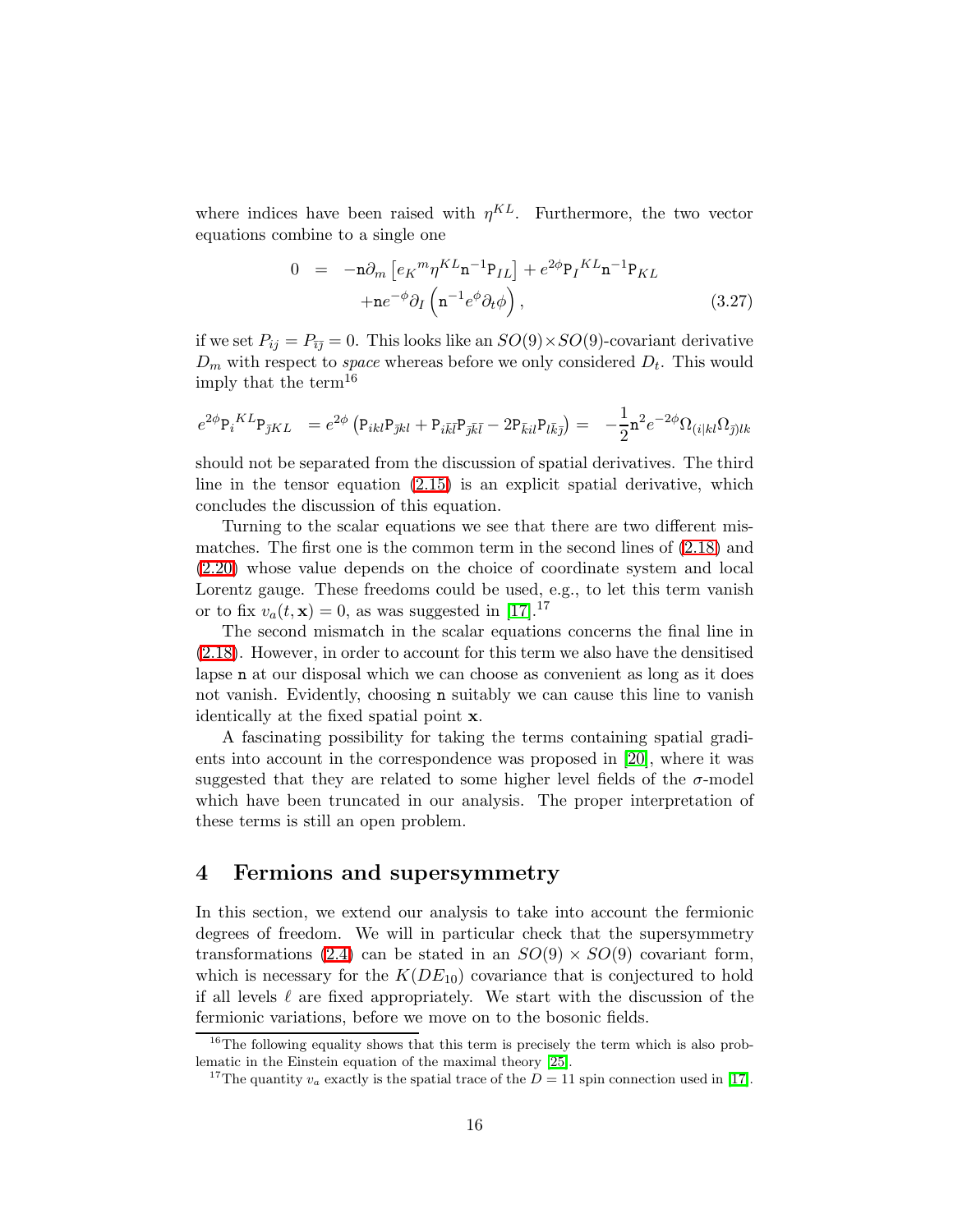where indices have been raised with $\eta^{KL}$. Furthermore, the two vector equations combine to a single one

$$
\begin{aligned}
0 &= -\mathtt{n}\partial_m \left[ e_K{}^m \eta^{KL} \mathtt{n}^{-1} \mathtt{P}_{IL} \right] + e^{2\phi} \mathtt{P}_I{}^{KL} \mathtt{n}^{-1} \mathtt{P}_{KL} \\
&\quad + \mathtt{n} e^{-\phi} \partial_I \left( \mathtt{n}^{-1} e^{\phi} \partial_t \phi \right),
\end{aligned}
\tag{3.27}
$$

if we set $P_{ij} = P_{\bar{i}\bar{j}} = 0$. This looks like an $SO(9) \times SO(9)$-covariant derivative $D_m$ with respect to *space* whereas before we only considered $D_t$. This would imply that the term[16]

$$
e^{2\phi} \mathtt{P}_i{}^{KL} \mathtt{P}_{\bar{j}KL} \;\; = e^{2\phi} \left( \mathtt{P}_{ikl} \mathtt{P}_{\bar{j}kl} + \mathtt{P}_{i\bar{k}\bar{l}} \mathtt{P}_{\bar{j}\bar{k}\bar{l}} - 2 \mathtt{P}_{\bar{k}il} \mathtt{P}_{l\bar{k}\bar{j}} \right) = \;\; -\frac{1}{2} \mathtt{n}^2 e^{-2\phi} \Omega_{(i|kl} \Omega_{\bar{j})lk}
$$

should not be separated from the discussion of spatial derivatives. The third line in the tensor equation (2.15) is an explicit spatial derivative, which concludes the discussion of this equation.

Turning to the scalar equations we see that there are two different mismatches. The first one is the common term in the second lines of (2.18) and (2.20) whose value depends on the choice of coordinate system and local Lorentz gauge. These freedoms could be used, e.g., to let this term vanish or to fix $v_a(t, \mathbf{x}) = 0$, as was suggested in [17].[17]

The second mismatch in the scalar equations concerns the final line in (2.18). However, in order to account for this term we also have the densitised lapse $\mathtt{n}$ at our disposal which we can choose as convenient as long as it does not vanish. Evidently, choosing $\mathtt{n}$ suitably we can cause this line to vanish identically at the fixed spatial point $\mathbf{x}$.

A fascinating possibility for taking the terms containing spatial gradients into account in the correspondence was proposed in [20], where it was suggested that they are related to some higher level fields of the $\sigma$-model which have been truncated in our analysis. The proper interpretation of these terms is still an open problem.

# 4 Fermions and supersymmetry

In this section, we extend our analysis to take into account the fermionic degrees of freedom. We will in particular check that the supersymmetry transformations (2.4) can be stated in an $SO(9) \times SO(9)$ covariant form, which is necessary for the $K(DE_{10})$ covariance that is conjectured to hold if all levels $\ell$ are fixed appropriately. We start with the discussion of the fermionic variations, before we move on to the bosonic fields.

---

[16] The following equality shows that this term is precisely the term which is also problematic in the Einstein equation of the maximal theory [25].

[17] The quantity $v_a$ exactly is the spatial trace of the $D = 11$ spin connection used in [17].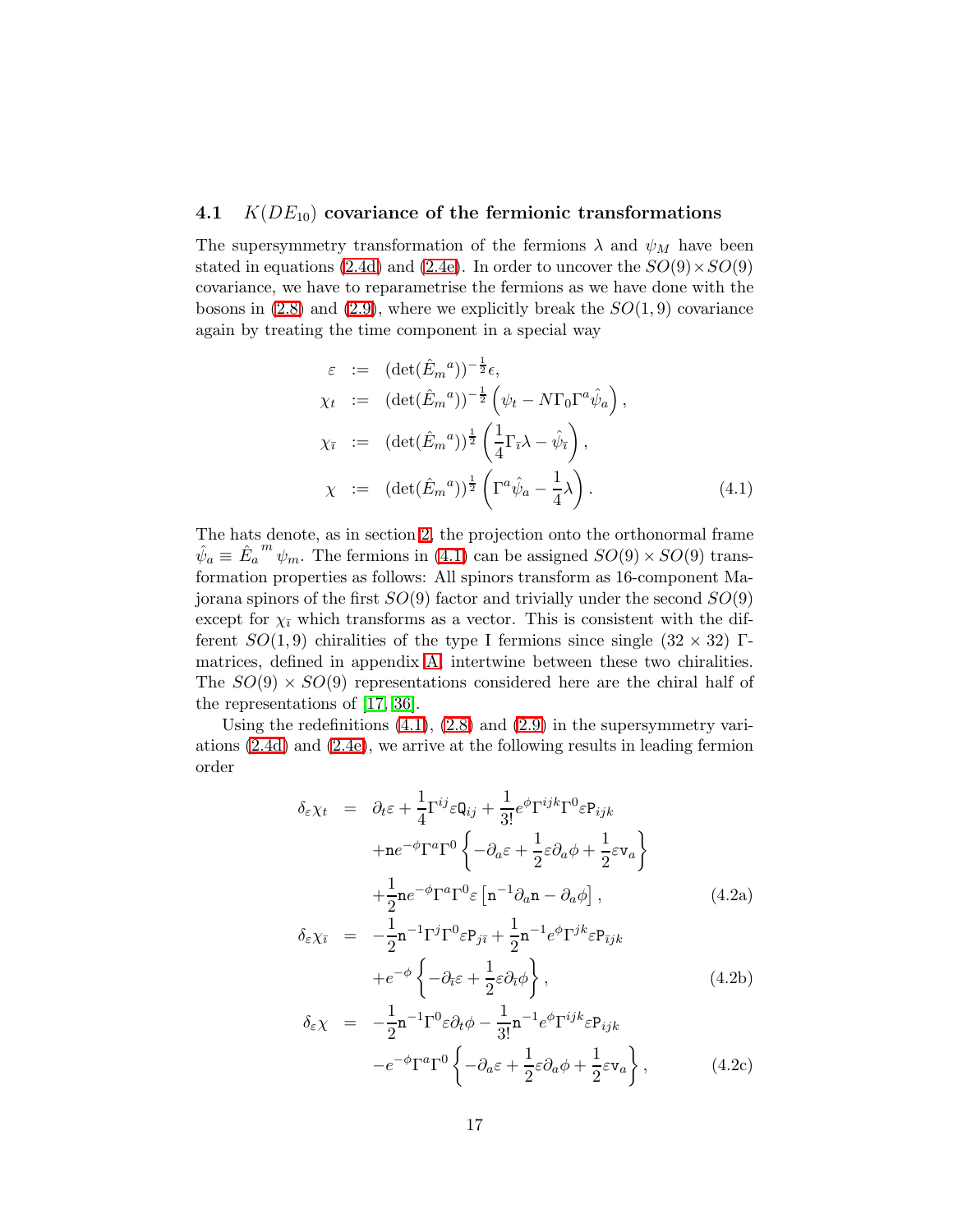### 4.1 $K(DE_{10})$ covariance of the fermionic transformations

The supersymmetry transformation of the fermions $\lambda$ and $\psi_M$ have been stated in equations (2.4d) and (2.4e). In order to uncover the $SO(9)\times SO(9)$ covariance, we have to reparametrise the fermions as we have done with the bosons in (2.8) and (2.9), where we explicitly break the $SO(1,9)$ covariance again by treating the time component in a special way

$$
\begin{aligned}
\varepsilon &:= (\det(\hat{E}_m{}^a))^{-\frac{1}{2}}\epsilon, \\
\chi_t &:= (\det(\hat{E}_m{}^a))^{-\frac{1}{2}}\left(\psi_t - N\Gamma_0\Gamma^a\hat{\psi}_a\right), \\
\chi_{\bar{\imath}} &:= (\det(\hat{E}_m{}^a))^{\frac{1}{2}}\left(\frac{1}{4}\Gamma_{\bar{\imath}}\lambda - \hat{\psi}_{\bar{\imath}}\right), \\
\chi &:= (\det(\hat{E}_m{}^a))^{\frac{1}{2}}\left(\Gamma^a\hat{\psi}_a - \frac{1}{4}\lambda\right).
\end{aligned}
\tag{4.1}
$$

The hats denote, as in section 2, the projection onto the orthonormal frame $\hat{\psi}_a \equiv \hat{E}_a{}^m\psi_m$. The fermions in (4.1) can be assigned $SO(9)\times SO(9)$ transformation properties as follows: All spinors transform as 16-component Majorana spinors of the first $SO(9)$ factor and trivially under the second $SO(9)$ except for $\chi_{\bar{\imath}}$ which transforms as a vector. This is consistent with the different $SO(1,9)$ chiralities of the type I fermions since single $(32\times 32)$ $\Gamma$-matrices, defined in appendix A, intertwine between these two chiralities. The $SO(9)\times SO(9)$ representations considered here are the chiral half of the representations of [17, 36].

Using the redefinitions (4.1), (2.8) and (2.9) in the supersymmetry variations (2.4d) and (2.4e), we arrive at the following results in leading fermion order

$$
\begin{aligned}
\delta_\varepsilon\chi_t &= \partial_t\varepsilon + \frac{1}{4}\Gamma^{ij}\varepsilon\mathtt{Q}_{ij} + \frac{1}{3!}e^{\phi}\Gamma^{ijk}\Gamma^0\varepsilon\mathtt{P}_{ijk} \\
&\quad + \mathtt{n}e^{-\phi}\Gamma^a\Gamma^0\left\{-\partial_a\varepsilon + \frac{1}{2}\varepsilon\partial_a\phi + \frac{1}{2}\varepsilon\mathtt{v}_a\right\} \\
&\quad + \frac{1}{2}\mathtt{n}e^{-\phi}\Gamma^a\Gamma^0\varepsilon\left[\mathtt{n}^{-1}\partial_a\mathtt{n} - \partial_a\phi\right],
\end{aligned}
\tag{4.2a}
$$

$$
\begin{aligned}
\delta_\varepsilon\chi_{\bar{\imath}} &= -\frac{1}{2}\mathtt{n}^{-1}\Gamma^j\Gamma^0\varepsilon\mathtt{P}_{j\bar{\imath}} + \frac{1}{2}\mathtt{n}^{-1}e^{\phi}\Gamma^{jk}\varepsilon\mathtt{P}_{\bar{\imath}jk} \\
&\quad + e^{-\phi}\left\{-\partial_{\bar{\imath}}\varepsilon + \frac{1}{2}\varepsilon\partial_{\bar{\imath}}\phi\right\},
\end{aligned}
\tag{4.2b}
$$

$$
\begin{aligned}
\delta_\varepsilon\chi &= -\frac{1}{2}\mathtt{n}^{-1}\Gamma^0\varepsilon\partial_t\phi - \frac{1}{3!}\mathtt{n}^{-1}e^{\phi}\Gamma^{ijk}\varepsilon\mathtt{P}_{ijk} \\
&\quad - e^{-\phi}\Gamma^a\Gamma^0\left\{-\partial_a\varepsilon + \frac{1}{2}\varepsilon\partial_a\phi + \frac{1}{2}\varepsilon\mathtt{v}_a\right\},
\end{aligned}
\tag{4.2c}
$$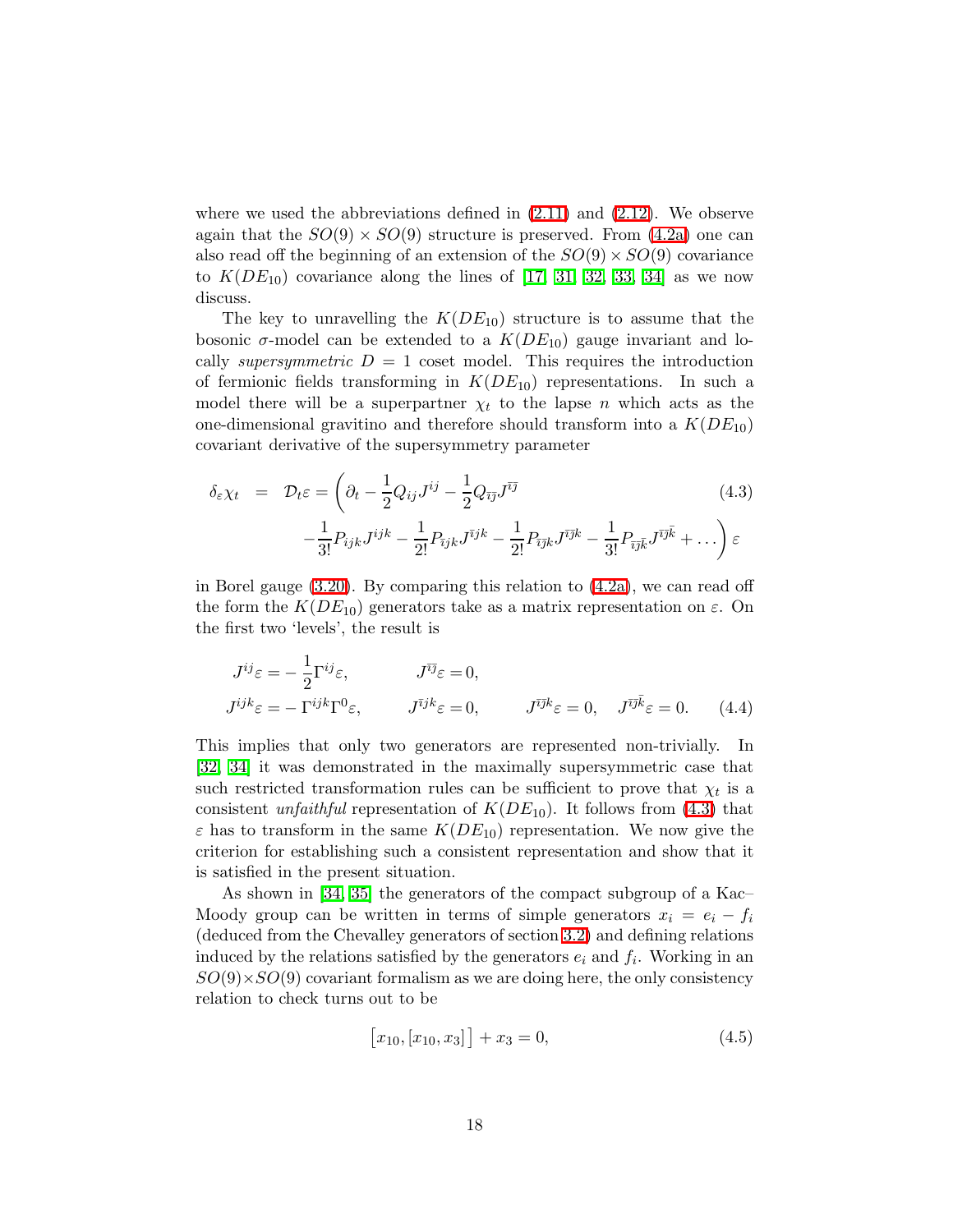where we used the abbreviations defined in (2.11) and (2.12). We observe again that the $SO(9) \times SO(9)$ structure is preserved. From (4.2a) one can also read off the beginning of an extension of the $SO(9) \times SO(9)$ covariance to $K(DE_{10})$ covariance along the lines of [17, 31, 32, 33, 34] as we now discuss.

The key to unravelling the $K(DE_{10})$ structure is to assume that the bosonic $\sigma$-model can be extended to a $K(DE_{10})$ gauge invariant and locally *supersymmetric* $D = 1$ coset model. This requires the introduction of fermionic fields transforming in $K(DE_{10})$ representations. In such a model there will be a superpartner $\chi_t$ to the lapse $n$ which acts as the one-dimensional gravitino and therefore should transform into a $K(DE_{10})$ covariant derivative of the supersymmetry parameter

$$
\begin{aligned}
\delta_\varepsilon \chi_t \;\; = \;\; \mathcal{D}_t \varepsilon = \Bigg( & \partial_t - \frac{1}{2} Q_{ij} J^{ij} - \frac{1}{2} Q_{\bar{\imath}\bar{\jmath}} J^{\bar{\imath}\bar{\jmath}} \\
& - \frac{1}{3!} P_{ijk} J^{ijk} - \frac{1}{2!} P_{\bar{\imath} jk} J^{\bar{\imath} jk} - \frac{1}{2!} P_{\bar{\imath}\bar{\jmath} k} J^{\bar{\imath}\bar{\jmath} k} - \frac{1}{3!} P_{\bar{\imath}\bar{\jmath}\bar{k}} J^{\bar{\imath}\bar{\jmath}\bar{k}} + \dots \Bigg) \varepsilon
\end{aligned} \tag{4.3}
$$

in Borel gauge (3.20). By comparing this relation to (4.2a), we can read off the form the $K(DE_{10})$ generators take as a matrix representation on $\varepsilon$. On the first two 'levels', the result is

$$
\begin{aligned}
& J^{ij}\varepsilon = -\frac{1}{2}\Gamma^{ij}\varepsilon, \qquad && J^{\bar{\imath}\bar{\jmath}}\varepsilon = 0, \\
& J^{ijk}\varepsilon = -\Gamma^{ijk}\Gamma^0\varepsilon, \qquad && J^{\bar{\imath} jk}\varepsilon = 0, \qquad J^{\bar{\imath}\bar{\jmath} k}\varepsilon = 0, \quad J^{\bar{\imath}\bar{\jmath}\bar{k}}\varepsilon = 0.
\end{aligned} \tag{4.4}
$$

This implies that only two generators are represented non-trivially. In [32, 34] it was demonstrated in the maximally supersymmetric case that such restricted transformation rules can be sufficient to prove that $\chi_t$ is a consistent *unfaithful* representation of $K(DE_{10})$. It follows from (4.3) that $\varepsilon$ has to transform in the same $K(DE_{10})$ representation. We now give the criterion for establishing such a consistent representation and show that it is satisfied in the present situation.

As shown in [34, 35] the generators of the compact subgroup of a Kac–Moody group can be written in terms of simple generators $x_i = e_i - f_i$ (deduced from the Chevalley generators of section 3.2) and defining relations induced by the relations satisfied by the generators $e_i$ and $f_i$. Working in an $SO(9)\times SO(9)$ covariant formalism as we are doing here, the only consistency relation to check turns out to be

$$
\big[x_{10}, [x_{10}, x_3]\big] + x_3 = 0, \tag{4.5}
$$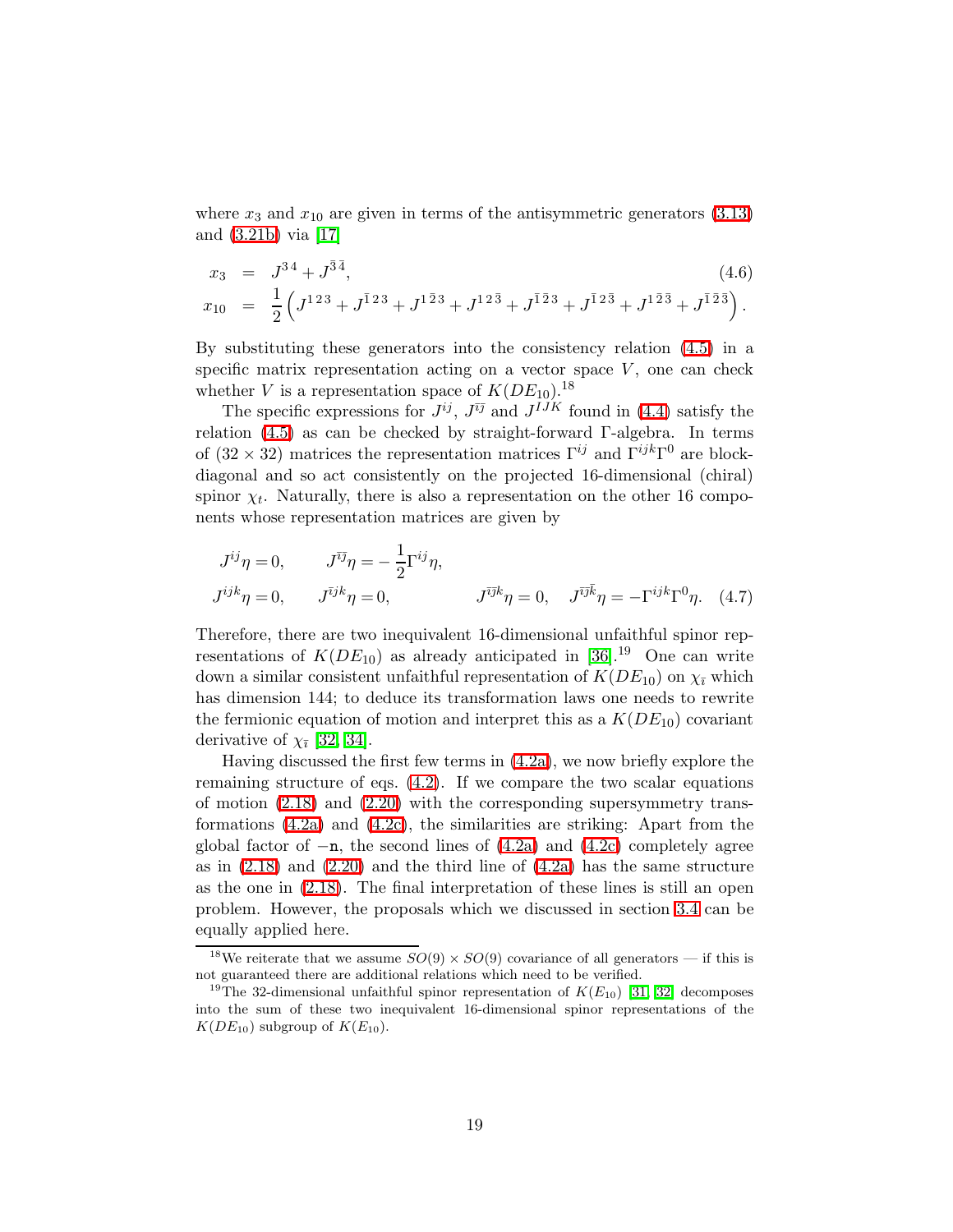where $x_3$ and $x_{10}$ are given in terms of the antisymmetric generators (3.13) and (3.21b) via [17]

$$
\begin{aligned}
x_3 &= J^{34} + J^{\bar{3}\bar{4}}, \\
x_{10} &= \frac{1}{2}\left(J^{123} + J^{\bar{1}23} + J^{1\bar{2}3} + J^{12\bar{3}} + J^{\bar{1}\bar{2}3} + J^{\bar{1}2\bar{3}} + J^{1\bar{2}\bar{3}} + J^{\bar{1}\bar{2}\bar{3}}\right).
\end{aligned}
\tag{4.6}
$$

By substituting these generators into the consistency relation (4.5) in a specific matrix representation acting on a vector space $V$, one can check whether $V$ is a representation space of $K(DE_{10})$.[18]

The specific expressions for $J^{ij}$, $J^{\bar{\imath}\bar{\jmath}}$ and $J^{IJK}$ found in (4.4) satisfy the relation (4.5) as can be checked by straight-forward $\Gamma$-algebra. In terms of $(32 \times 32)$ matrices the representation matrices $\Gamma^{ij}$ and $\Gamma^{ijk}\Gamma^0$ are block-diagonal and so act consistently on the projected 16-dimensional (chiral) spinor $\chi_t$. Naturally, there is also a representation on the other 16 components whose representation matrices are given by

$$
\begin{aligned}
&J^{ij}\eta = 0, \qquad J^{\bar{\imath}\bar{\jmath}}\eta = -\frac{1}{2}\Gamma^{ij}\eta, \\
&J^{ijk}\eta = 0, \qquad J^{\bar{\imath}jk}\eta = 0, \qquad\qquad J^{\bar{\imath}\bar{\jmath}k}\eta = 0, \quad J^{\bar{\imath}\bar{\jmath}\bar{k}}\eta = -\Gamma^{ijk}\Gamma^0\eta.
\end{aligned}
\tag{4.7}
$$

Therefore, there are two inequivalent 16-dimensional unfaithful spinor representations of $K(DE_{10})$ as already anticipated in [36].[19] One can write down a similar consistent unfaithful representation of $K(DE_{10})$ on $\chi_{\bar{\imath}}$ which has dimension 144; to deduce its transformation laws one needs to rewrite the fermionic equation of motion and interpret this as a $K(DE_{10})$ covariant derivative of $\chi_{\bar{\imath}}$ [32, 34].

Having discussed the first few terms in (4.2a), we now briefly explore the remaining structure of eqs. (4.2). If we compare the two scalar equations of motion (2.18) and (2.20) with the corresponding supersymmetry transformations (4.2a) and (4.2c), the similarities are striking: Apart from the global factor of $-\mathtt{n}$, the second lines of (4.2a) and (4.2c) completely agree as in (2.18) and (2.20) and the third line of (4.2a) has the same structure as the one in (2.18). The final interpretation of these lines is still an open problem. However, the proposals which we discussed in section 3.4 can be equally applied here.

---

[18] We reiterate that we assume $SO(9) \times SO(9)$ covariance of all generators — if this is not guaranteed there are additional relations which need to be verified.

[19] The 32-dimensional unfaithful spinor representation of $K(E_{10})$ [31, 32] decomposes into the sum of these two inequivalent 16-dimensional spinor representations of the $K(DE_{10})$ subgroup of $K(E_{10})$.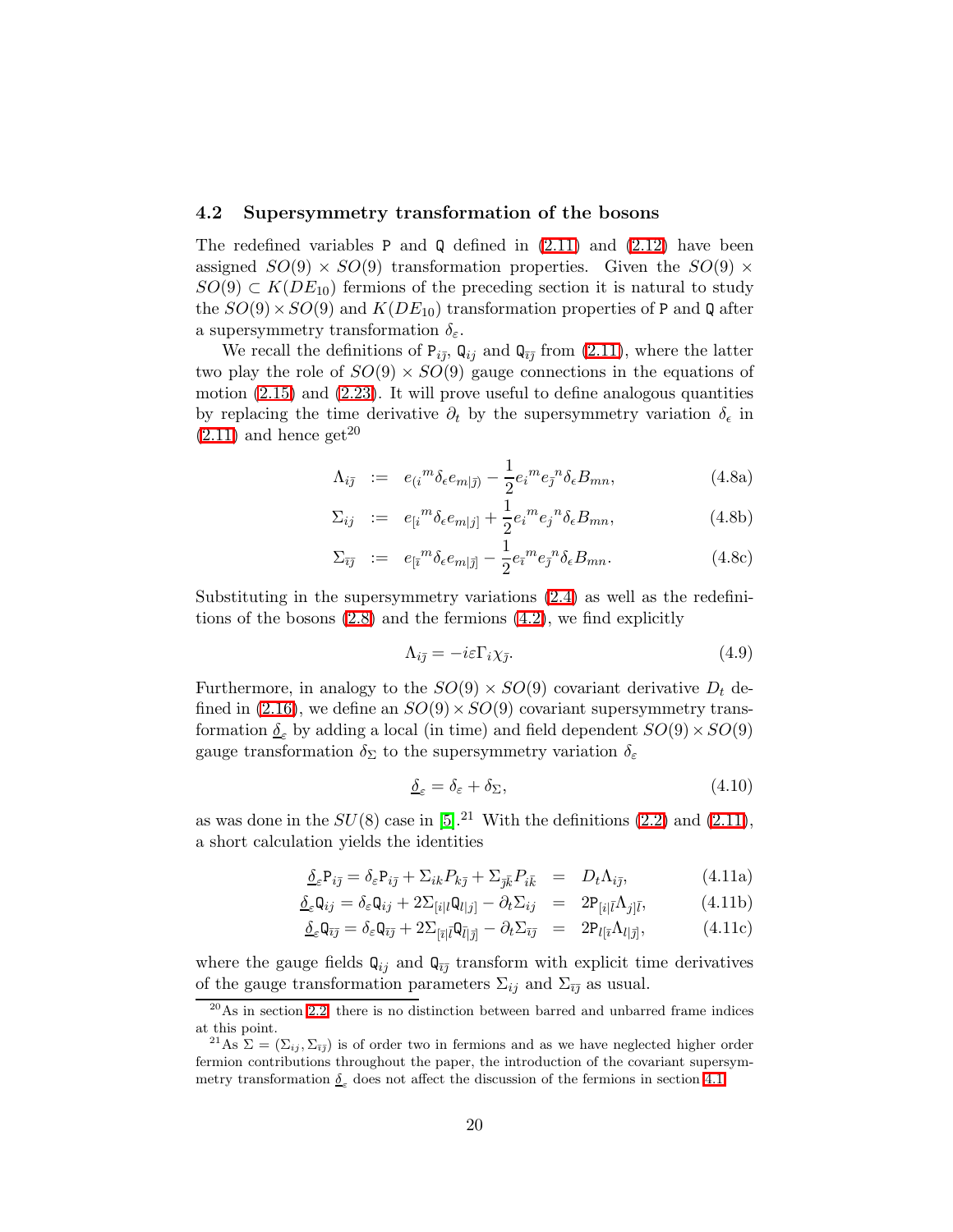### 4.2 Supersymmetry transformation of the bosons

The redefined variables $\mathsf{P}$ and $\mathsf{Q}$ defined in (2.11) and (2.12) have been assigned $SO(9) \times SO(9)$ transformation properties. Given the $SO(9) \times SO(9) \subset K(DE_{10})$ fermions of the preceding section it is natural to study the $SO(9) \times SO(9)$ and $K(DE_{10})$ transformation properties of $\mathsf{P}$ and $\mathsf{Q}$ after a supersymmetry transformation $\delta_\varepsilon$.

We recall the definitions of $\mathsf{P}_{i\bar{j}}$, $\mathsf{Q}_{ij}$ and $\mathsf{Q}_{\bar{i}\bar{j}}$ from (2.11), where the latter two play the role of $SO(9) \times SO(9)$ gauge connections in the equations of motion (2.15) and (2.23). It will prove useful to define analogous quantities by replacing the time derivative $\partial_t$ by the supersymmetry variation $\delta_\epsilon$ in (2.11) and hence get[20]

$$
\begin{aligned}
\Lambda_{i\bar{j}} &:= e_{(i}{}^m \delta_\epsilon e_{m|\bar{j})} - \frac{1}{2} e_i{}^m e_{\bar{j}}{}^n \delta_\epsilon B_{mn}, && \text{(4.8a)}\\
\Sigma_{ij} &:= e_{[i}{}^m \delta_\epsilon e_{m|j]} + \frac{1}{2} e_i{}^m e_j{}^n \delta_\epsilon B_{mn}, && \text{(4.8b)}\\
\Sigma_{\bar{i}\bar{j}} &:= e_{[\bar{i}}{}^m \delta_\epsilon e_{m|\bar{j}]} - \frac{1}{2} e_{\bar{i}}{}^m e_{\bar{j}}{}^n \delta_\epsilon B_{mn}. && \text{(4.8c)}
\end{aligned}
$$

Substituting in the supersymmetry variations (2.4) as well as the redefinitions of the bosons (2.8) and the fermions (4.2), we find explicitly

$$
\Lambda_{i\bar{j}} = -i\varepsilon \Gamma_i \chi_{\bar{j}}. \tag{4.9}
$$

Furthermore, in analogy to the $SO(9) \times SO(9)$ covariant derivative $D_t$ defined in (2.16), we define an $SO(9) \times SO(9)$ covariant supersymmetry transformation $\underline{\delta}_\varepsilon$ by adding a local (in time) and field dependent $SO(9) \times SO(9)$ gauge transformation $\delta_\Sigma$ to the supersymmetry variation $\delta_\varepsilon$

$$
\underline{\delta}_\varepsilon = \delta_\varepsilon + \delta_\Sigma, \tag{4.10}
$$

as was done in the $SU(8)$ case in [5].[21] With the definitions (2.2) and (2.11), a short calculation yields the identities

$$
\begin{aligned}
\underline{\delta}_\varepsilon \mathsf{P}_{i\bar{j}} = \delta_\varepsilon \mathsf{P}_{i\bar{j}} + \Sigma_{ik} P_{k\bar{j}} + \Sigma_{\bar{j}\bar{k}} P_{i\bar{k}} &= D_t \Lambda_{i\bar{j}}, && \text{(4.11a)}\\
\underline{\delta}_\varepsilon \mathsf{Q}_{ij} = \delta_\varepsilon \mathsf{Q}_{ij} + 2\Sigma_{[i|l} \mathsf{Q}_{l|j]} - \partial_t \Sigma_{ij} &= 2\mathsf{P}_{[i|\bar{l}} \Lambda_{j]\bar{l}}, && \text{(4.11b)}\\
\underline{\delta}_\varepsilon \mathsf{Q}_{\bar{i}\bar{j}} = \delta_\varepsilon \mathsf{Q}_{\bar{i}\bar{j}} + 2\Sigma_{[\bar{i}|\bar{l}} \mathsf{Q}_{\bar{l}|\bar{j}]} - \partial_t \Sigma_{\bar{i}\bar{j}} &= 2\mathsf{P}_{l[\bar{i}} \Lambda_{l|\bar{j}]}, && \text{(4.11c)}
\end{aligned}
$$

where the gauge fields $\mathsf{Q}_{ij}$ and $\mathsf{Q}_{\bar{i}\bar{j}}$ transform with explicit time derivatives of the gauge transformation parameters $\Sigma_{ij}$ and $\Sigma_{\bar{i}\bar{j}}$ as usual.

---

[20] As in section 2.2, there is no distinction between barred and unbarred frame indices at this point.

[21] As $\Sigma = (\Sigma_{ij}, \Sigma_{\bar{i}\bar{j}})$ is of order two in fermions and as we have neglected higher order fermion contributions throughout the paper, the introduction of the covariant supersymmetry transformation $\underline{\delta}_\varepsilon$ does not affect the discussion of the fermions in section 4.1.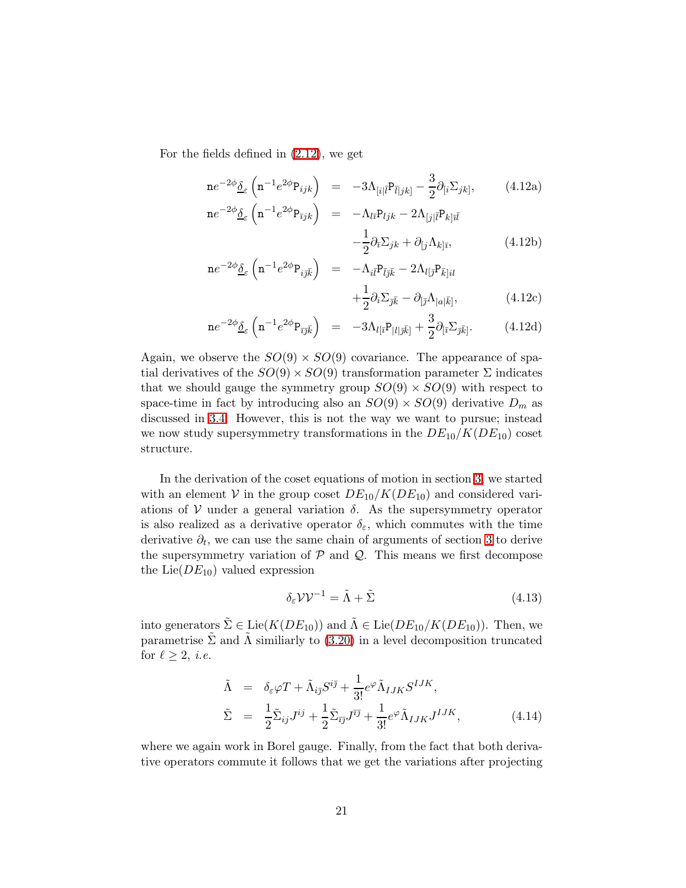For the fields defined in (2.12), we get

$$
\begin{aligned}
\mathtt{n}e^{-2\phi}\underline{\delta}_\varepsilon\left(\mathtt{n}^{-1}e^{2\phi}\mathtt{P}_{ijk}\right) &= -3\Lambda_{[i|\bar{l}}\mathtt{P}_{\bar{l}|jk]} - \frac{3}{2}\partial_{[i}\Sigma_{jk]}, && \text{(4.12a)}\\
\mathtt{n}e^{-2\phi}\underline{\delta}_\varepsilon\left(\mathtt{n}^{-1}e^{2\phi}\mathtt{P}_{\bar{\imath}jk}\right) &= -\Lambda_{l\bar{\imath}}\mathtt{P}_{ljk} - 2\Lambda_{[j|\bar{l}}\mathtt{P}_{k]\bar{\imath}\bar{l}} \\
&\quad -\frac{1}{2}\partial_{\bar{\imath}}\Sigma_{jk} + \partial_{[j}\Lambda_{k]\bar{\imath}}, && \text{(4.12b)}\\
\mathtt{n}e^{-2\phi}\underline{\delta}_\varepsilon\left(\mathtt{n}^{-1}e^{2\phi}\mathtt{P}_{i\bar{\jmath}\bar{k}}\right) &= -\Lambda_{i\bar{l}}\mathtt{P}_{\bar{l}\bar{\jmath}\bar{k}} - 2\Lambda_{l[\bar{\jmath}}\mathtt{P}_{\bar{k}]il} \\
&\quad +\frac{1}{2}\partial_{i}\Sigma_{\bar{\jmath}\bar{k}} - \partial_{[\bar{\jmath}}\Lambda_{|a|\bar{k}]}, && \text{(4.12c)}\\
\mathtt{n}e^{-2\phi}\underline{\delta}_\varepsilon\left(\mathtt{n}^{-1}e^{2\phi}\mathtt{P}_{\bar{\imath}\bar{\jmath}\bar{k}}\right) &= -3\Lambda_{l[\bar{\imath}}\mathtt{P}_{|l|\bar{\jmath}\bar{k}]} + \frac{3}{2}\partial_{[\bar{\imath}}\Sigma_{\bar{\jmath}\bar{k}]}. && \text{(4.12d)}
\end{aligned}
$$

Again, we observe the $SO(9)\times SO(9)$ covariance. The appearance of spatial derivatives of the $SO(9)\times SO(9)$ transformation parameter $\Sigma$ indicates that we should gauge the symmetry group $SO(9)\times SO(9)$ with respect to space-time in fact by introducing also an $SO(9)\times SO(9)$ derivative $D_m$ as discussed in 3.4. However, this is not the way we want to pursue; instead we now study supersymmetry transformations in the $DE_{10}/K(DE_{10})$ coset structure.

In the derivation of the coset equations of motion in section 3, we started with an element $\mathcal{V}$ in the group coset $DE_{10}/K(DE_{10})$ and considered variations of $\mathcal{V}$ under a general variation $\delta$. As the supersymmetry operator is also realized as a derivative operator $\delta_\varepsilon$, which commutes with the time derivative $\partial_t$, we can use the same chain of arguments of section 3 to derive the supersymmetry variation of $\mathcal{P}$ and $\mathcal{Q}$. This means we first decompose the Lie$(DE_{10})$ valued expression

$$
\delta_\varepsilon \mathcal{V}\mathcal{V}^{-1} = \tilde{\Lambda} + \tilde{\Sigma} \qquad (4.13)
$$

into generators $\tilde{\Sigma} \in \text{Lie}(K(DE_{10}))$ and $\tilde{\Lambda} \in \text{Lie}(DE_{10}/K(DE_{10}))$. Then, we parametrise $\tilde{\Sigma}$ and $\tilde{\Lambda}$ similiarly to (3.20) in a level decomposition truncated for $\ell \geq 2$, *i.e.*

$$
\begin{aligned}
\tilde{\Lambda} &= \delta_\varepsilon\varphi T + \tilde{\Lambda}_{i\bar{\jmath}}S^{i\bar{\jmath}} + \frac{1}{3!}e^{\varphi}\tilde{\Lambda}_{IJK}S^{IJK},\\
\tilde{\Sigma} &= \frac{1}{2}\tilde{\Sigma}_{ij}J^{ij} + \frac{1}{2}\tilde{\Sigma}_{\bar{\imath}\bar{\jmath}}J^{\bar{\imath}\bar{\jmath}} + \frac{1}{3!}e^{\varphi}\tilde{\Lambda}_{IJK}J^{IJK},
\end{aligned} \qquad (4.14)
$$

where we again work in Borel gauge. Finally, from the fact that both derivative operators commute it follows that we get the variations after projecting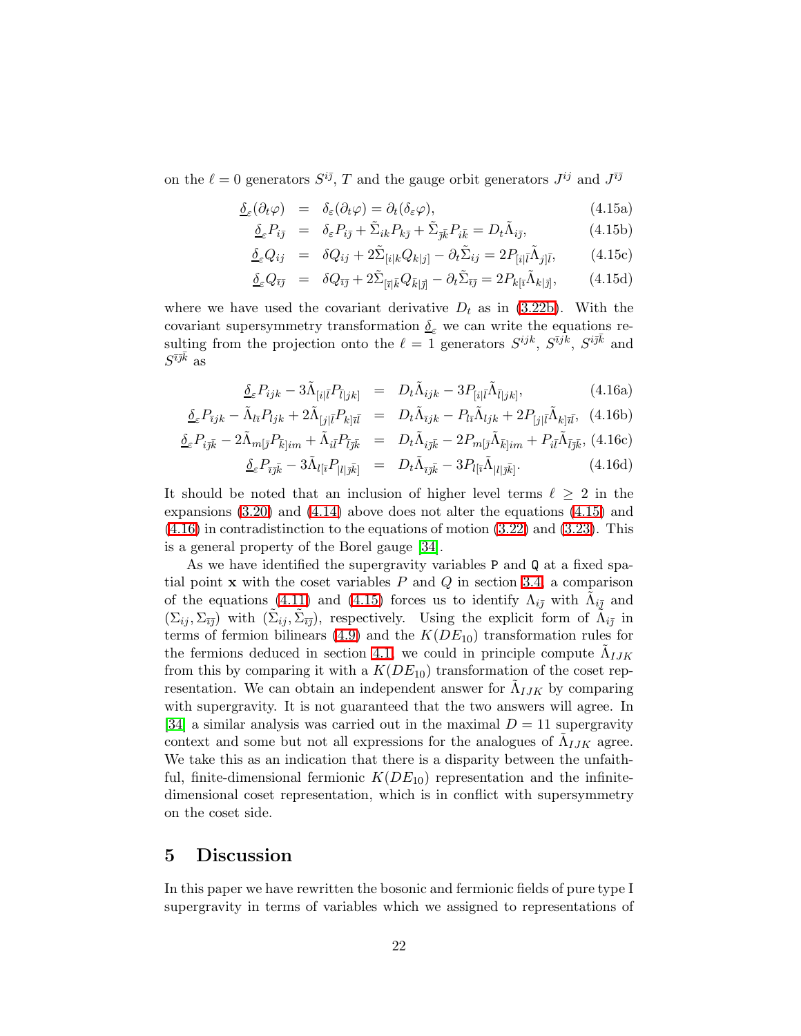on the $\ell = 0$ generators $S^{i\bar{j}}$, $T$ and the gauge orbit generators $J^{ij}$ and $J^{\bar{\imath}\bar{j}}$

$$
\begin{aligned}
\underline{\delta}_\varepsilon(\partial_t\varphi) &= \delta_\varepsilon(\partial_t\varphi) = \partial_t(\delta_\varepsilon\varphi), & (4.15a)\\
\underline{\delta}_\varepsilon P_{i\bar{j}} &= \delta_\varepsilon P_{i\bar{j}} + \tilde{\Sigma}_{ik}P_{k\bar{j}} + \tilde{\Sigma}_{\bar{j}\bar{k}}P_{i\bar{k}} = D_t\tilde{\Lambda}_{i\bar{j}}, & (4.15b)\\
\underline{\delta}_\varepsilon Q_{ij} &= \delta Q_{ij} + 2\tilde{\Sigma}_{[i|k}Q_{k|j]} - \partial_t\tilde{\Sigma}_{ij} = 2P_{[i|\bar{l}}\tilde{\Lambda}_{j]\bar{l}}, & (4.15c)\\
\underline{\delta}_\varepsilon Q_{\bar{\imath}\bar{j}} &= \delta Q_{\bar{\imath}\bar{j}} + 2\tilde{\Sigma}_{[\bar{\imath}|\bar{k}}Q_{\bar{k}|\bar{j}]} - \partial_t\tilde{\Sigma}_{\bar{\imath}\bar{j}} = 2P_{k[\bar{\imath}}\tilde{\Lambda}_{k|\bar{j}]}, & (4.15d)
\end{aligned}
$$

where we have used the covariant derivative $D_t$ as in (3.22b). With the covariant supersymmetry transformation $\underline{\delta}_\varepsilon$ we can write the equations resulting from the projection onto the $\ell = 1$ generators $S^{ijk}$, $S^{\bar{\imath}jk}$, $S^{i\bar{j}\bar{k}}$ and $S^{\bar{\imath}\bar{j}\bar{k}}$ as

$$
\begin{aligned}
\underline{\delta}_\varepsilon P_{ijk} - 3\tilde{\Lambda}_{[i|\bar{l}}P_{\bar{l}|jk]} &= D_t\tilde{\Lambda}_{ijk} - 3P_{[i|\bar{l}}\tilde{\Lambda}_{\bar{l}|jk]}, & (4.16a)\\
\underline{\delta}_\varepsilon P_{\bar{\imath}jk} - \tilde{\Lambda}_{l\bar{\imath}}P_{ljk} + 2\tilde{\Lambda}_{[j|\bar{l}}P_{k]\bar{\imath}\bar{l}} &= D_t\tilde{\Lambda}_{\bar{\imath}jk} - P_{l\bar{\imath}}\tilde{\Lambda}_{ljk} + 2P_{[j|\bar{l}}\tilde{\Lambda}_{k]\bar{\imath}\bar{l}}, & (4.16b)\\
\underline{\delta}_\varepsilon P_{i\bar{j}\bar{k}} - 2\tilde{\Lambda}_{m[\bar{j}}P_{\bar{k}]im} + \tilde{\Lambda}_{i\bar{l}}P_{\bar{l}\bar{j}\bar{k}} &= D_t\tilde{\Lambda}_{i\bar{j}\bar{k}} - 2P_{m[\bar{j}}\tilde{\Lambda}_{\bar{k}]im} + P_{i\bar{l}}\tilde{\Lambda}_{\bar{l}\bar{j}\bar{k}}, & (4.16c)\\
\underline{\delta}_\varepsilon P_{\bar{\imath}\bar{j}\bar{k}} - 3\tilde{\Lambda}_{l[\bar{\imath}}P_{|l|\bar{j}\bar{k}]} &= D_t\tilde{\Lambda}_{\bar{\imath}\bar{j}\bar{k}} - 3P_{l[\bar{\imath}}\tilde{\Lambda}_{|l|\bar{j}\bar{k}]}. & (4.16d)
\end{aligned}
$$

It should be noted that an inclusion of higher level terms $\ell \geq 2$ in the expansions (3.20) and (4.14) above does not alter the equations (4.15) and (4.16) in contradistinction to the equations of motion (3.22) and (3.23). This is a general property of the Borel gauge [34].

As we have identified the supergravity variables $\mathtt{P}$ and $\mathtt{Q}$ at a fixed spatial point $\mathbf{x}$ with the coset variables $P$ and $Q$ in section 3.4, a comparison of the equations (4.11) and (4.15) forces us to identify $\Lambda_{i\bar{j}}$ with $\tilde{\Lambda}_{i\bar{j}}$ and $(\Sigma_{ij}, \Sigma_{\bar{\imath}\bar{j}})$ with $(\tilde{\Sigma}_{ij}, \tilde{\Sigma}_{\bar{\imath}\bar{j}})$, respectively. Using the explicit form of $\tilde{\Lambda}_{i\bar{j}}$ in terms of fermion bilinears (4.9) and the $K(DE_{10})$ transformation rules for the fermions deduced in section 4.1 we could in principle compute $\tilde{\Lambda}_{IJK}$ from this by comparing it with a $K(DE_{10})$ transformation of the coset representation. We can obtain an independent answer for $\tilde{\Lambda}_{IJK}$ by comparing with supergravity. It is not guaranteed that the two answers will agree. In [34] a similar analysis was carried out in the maximal $D = 11$ supergravity context and some but not all expressions for the analogues of $\tilde{\Lambda}_{IJK}$ agree. We take this as an indication that there is a disparity between the unfaithful, finite-dimensional fermionic $K(DE_{10})$ representation and the infinite-dimensional coset representation, which is in conflict with supersymmetry on the coset side.

## 5 Discussion

In this paper we have rewritten the bosonic and fermionic fields of pure type I supergravity in terms of variables which we assigned to representations of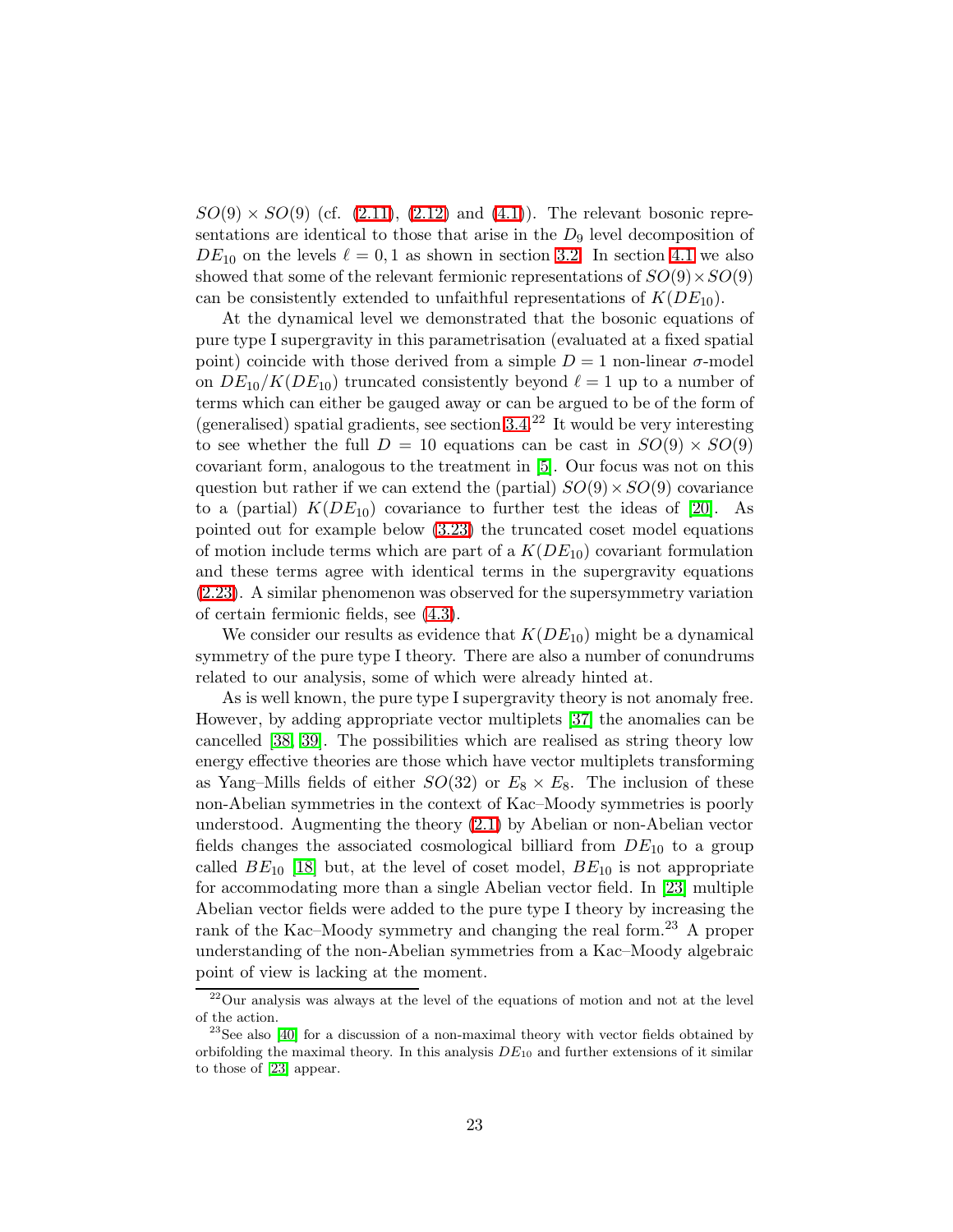$SO(9) \times SO(9)$ (cf. (2.11), (2.12) and (4.1)). The relevant bosonic representations are identical to those that arise in the $D_9$ level decomposition of $DE_{10}$ on the levels $\ell = 0, 1$ as shown in section 3.2. In section 4.1 we also showed that some of the relevant fermionic representations of $SO(9) \times SO(9)$ can be consistently extended to unfaithful representations of $K(DE_{10})$.

At the dynamical level we demonstrated that the bosonic equations of pure type I supergravity in this parametrisation (evaluated at a fixed spatial point) coincide with those derived from a simple $D = 1$ non-linear $\sigma$-model on $DE_{10}/K(DE_{10})$ truncated consistently beyond $\ell = 1$ up to a number of terms which can either be gauged away or can be argued to be of the form of (generalised) spatial gradients, see section 3.4.[22] It would be very interesting to see whether the full $D = 10$ equations can be cast in $SO(9) \times SO(9)$ covariant form, analogous to the treatment in [5]. Our focus was not on this question but rather if we can extend the (partial) $SO(9) \times SO(9)$ covariance to a (partial) $K(DE_{10})$ covariance to further test the ideas of [20]. As pointed out for example below (3.23) the truncated coset model equations of motion include terms which are part of a $K(DE_{10})$ covariant formulation and these terms agree with identical terms in the supergravity equations (2.23). A similar phenomenon was observed for the supersymmetry variation of certain fermionic fields, see (4.3).

We consider our results as evidence that $K(DE_{10})$ might be a dynamical symmetry of the pure type I theory. There are also a number of conundrums related to our analysis, some of which were already hinted at.

As is well known, the pure type I supergravity theory is not anomaly free. However, by adding appropriate vector multiplets [37] the anomalies can be cancelled [38, 39]. The possibilities which are realised as string theory low energy effective theories are those which have vector multiplets transforming as Yang–Mills fields of either $SO(32)$ or $E_8 \times E_8$. The inclusion of these non-Abelian symmetries in the context of Kac–Moody symmetries is poorly understood. Augmenting the theory (2.1) by Abelian or non-Abelian vector fields changes the associated cosmological billiard from $DE_{10}$ to a group called $BE_{10}$ [18] but, at the level of coset model, $BE_{10}$ is not appropriate for accommodating more than a single Abelian vector field. In [23] multiple Abelian vector fields were added to the pure type I theory by increasing the rank of the Kac–Moody symmetry and changing the real form.[23] A proper understanding of the non-Abelian symmetries from a Kac–Moody algebraic point of view is lacking at the moment.

[22] Our analysis was always at the level of the equations of motion and not at the level of the action.

[23] See also [40] for a discussion of a non-maximal theory with vector fields obtained by orbifolding the maximal theory. In this analysis $DE_{10}$ and further extensions of it similar to those of [23] appear.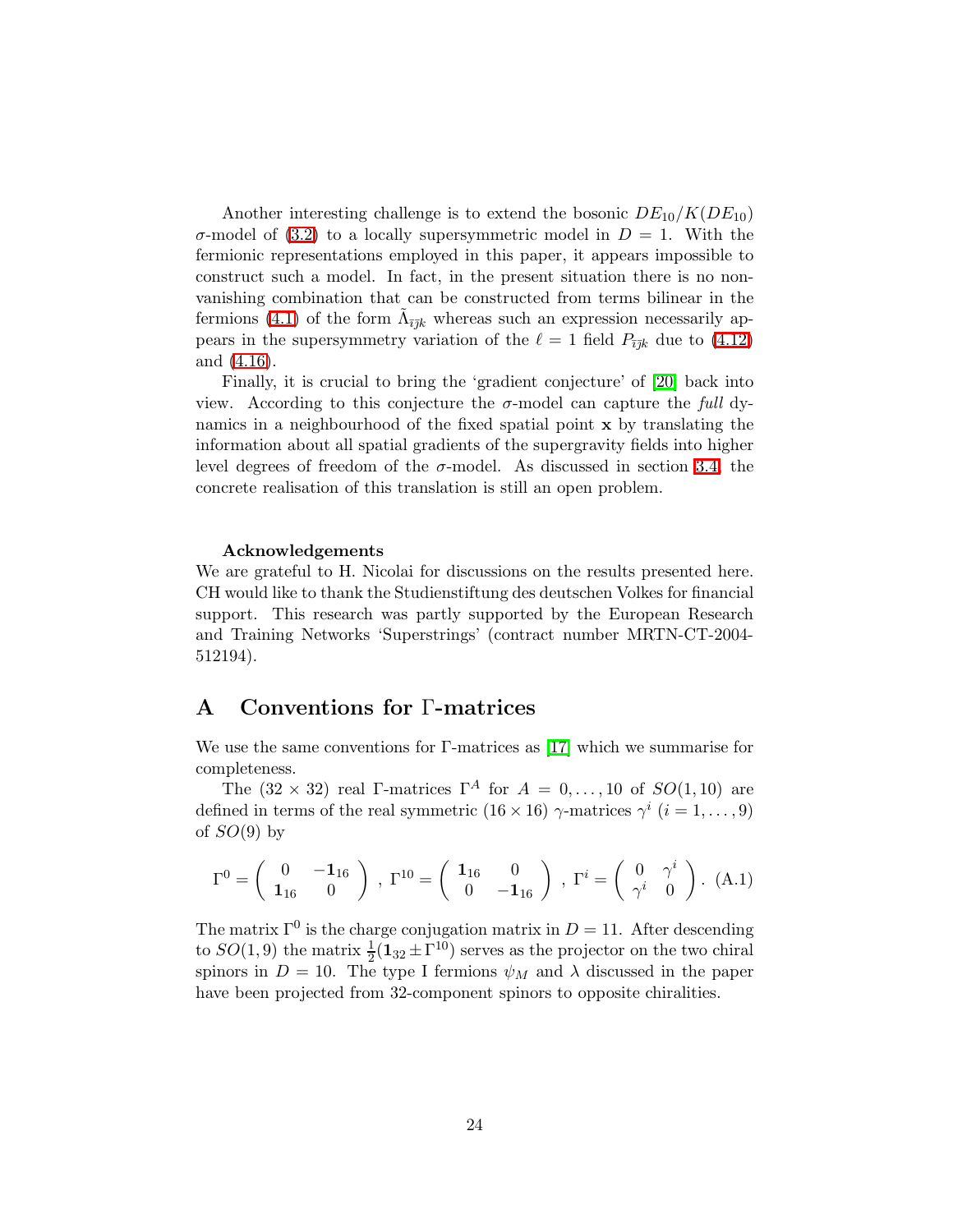Another interesting challenge is to extend the bosonic $DE_{10}/K(DE_{10})$ $\sigma$-model of (3.2) to a locally supersymmetric model in $D = 1$. With the fermionic representations employed in this paper, it appears impossible to construct such a model. In fact, in the present situation there is no non-vanishing combination that can be constructed from terms bilinear in the fermions (4.1) of the form $\tilde{\Lambda}_{\bar{i}\bar{j}k}$ whereas such an expression necessarily appears in the supersymmetry variation of the $\ell = 1$ field $P_{\bar{i}\bar{j}k}$ due to (4.12) and (4.16).

Finally, it is crucial to bring the 'gradient conjecture' of [20] back into view. According to this conjecture the $\sigma$-model can capture the *full* dynamics in a neighbourhood of the fixed spatial point $\mathbf{x}$ by translating the information about all spatial gradients of the supergravity fields into higher level degrees of freedom of the $\sigma$-model. As discussed in section 3.4, the concrete realisation of this translation is still an open problem.

**Acknowledgements**

We are grateful to H. Nicolai for discussions on the results presented here. CH would like to thank the Studienstiftung des deutschen Volkes for financial support. This research was partly supported by the European Research and Training Networks 'Superstrings' (contract number MRTN-CT-2004-512194).

# A Conventions for Γ-matrices

We use the same conventions for Γ-matrices as [17] which we summarise for completeness.

The $(32 \times 32)$ real Γ-matrices $\Gamma^A$ for $A = 0, \ldots, 10$ of $SO(1, 10)$ are defined in terms of the real symmetric $(16 \times 16)$ $\gamma$-matrices $\gamma^i$ $(i = 1, \ldots, 9)$ of $SO(9)$ by

$$\Gamma^0 = \begin{pmatrix} 0 & -\mathbf{1}_{16} \\ \mathbf{1}_{16} & 0 \end{pmatrix}, \ \Gamma^{10} = \begin{pmatrix} \mathbf{1}_{16} & 0 \\ 0 & -\mathbf{1}_{16} \end{pmatrix}, \ \Gamma^i = \begin{pmatrix} 0 & \gamma^i \\ \gamma^i & 0 \end{pmatrix}. \quad \text{(A.1)}$$

The matrix $\Gamma^0$ is the charge conjugation matrix in $D = 11$. After descending to $SO(1, 9)$ the matrix $\frac{1}{2}(\mathbf{1}_{32} \pm \Gamma^{10})$ serves as the projector on the two chiral spinors in $D = 10$. The type I fermions $\psi_M$ and $\lambda$ discussed in the paper have been projected from 32-component spinors to opposite chiralities.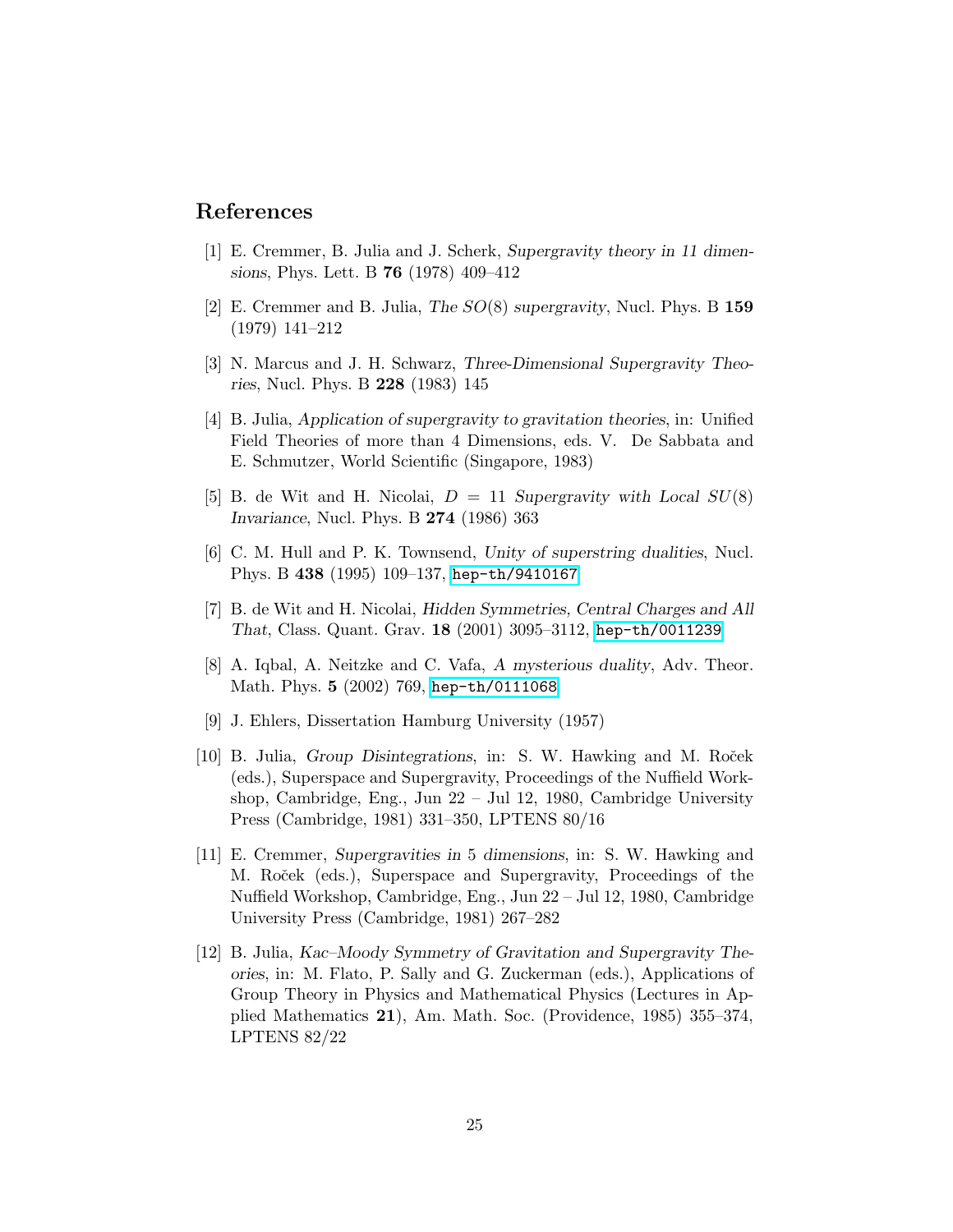## References

[1] E. Cremmer, B. Julia and J. Scherk, *Supergravity theory in 11 dimensions*, Phys. Lett. B **76** (1978) 409–412

[2] E. Cremmer and B. Julia, *The $SO(8)$ supergravity*, Nucl. Phys. B **159** (1979) 141–212

[3] N. Marcus and J. H. Schwarz, *Three-Dimensional Supergravity Theories*, Nucl. Phys. B **228** (1983) 145

[4] B. Julia, *Application of supergravity to gravitation theories*, in: Unified Field Theories of more than 4 Dimensions, eds. V. De Sabbata and E. Schmutzer, World Scientific (Singapore, 1983)

[5] B. de Wit and H. Nicolai, *$D = 11$ Supergravity with Local $SU(8)$ Invariance*, Nucl. Phys. B **274** (1986) 363

[6] C. M. Hull and P. K. Townsend, *Unity of superstring dualities*, Nucl. Phys. B **438** (1995) 109–137, `hep-th/9410167`

[7] B. de Wit and H. Nicolai, *Hidden Symmetries, Central Charges and All That*, Class. Quant. Grav. **18** (2001) 3095–3112, `hep-th/0011239`

[8] A. Iqbal, A. Neitzke and C. Vafa, *A mysterious duality*, Adv. Theor. Math. Phys. **5** (2002) 769, `hep-th/0111068`

[9] J. Ehlers, Dissertation Hamburg University (1957)

[10] B. Julia, *Group Disintegrations*, in: S. W. Hawking and M. Roček (eds.), Superspace and Supergravity, Proceedings of the Nuffield Workshop, Cambridge, Eng., Jun 22 – Jul 12, 1980, Cambridge University Press (Cambridge, 1981) 331–350, LPTENS 80/16

[11] E. Cremmer, *Supergravities in 5 dimensions*, in: S. W. Hawking and M. Roček (eds.), Superspace and Supergravity, Proceedings of the Nuffield Workshop, Cambridge, Eng., Jun 22 – Jul 12, 1980, Cambridge University Press (Cambridge, 1981) 267–282

[12] B. Julia, *Kac–Moody Symmetry of Gravitation and Supergravity Theories*, in: M. Flato, P. Sally and G. Zuckerman (eds.), Applications of Group Theory in Physics and Mathematical Physics (Lectures in Applied Mathematics **21**), Am. Math. Soc. (Providence, 1985) 355–374, LPTENS 82/22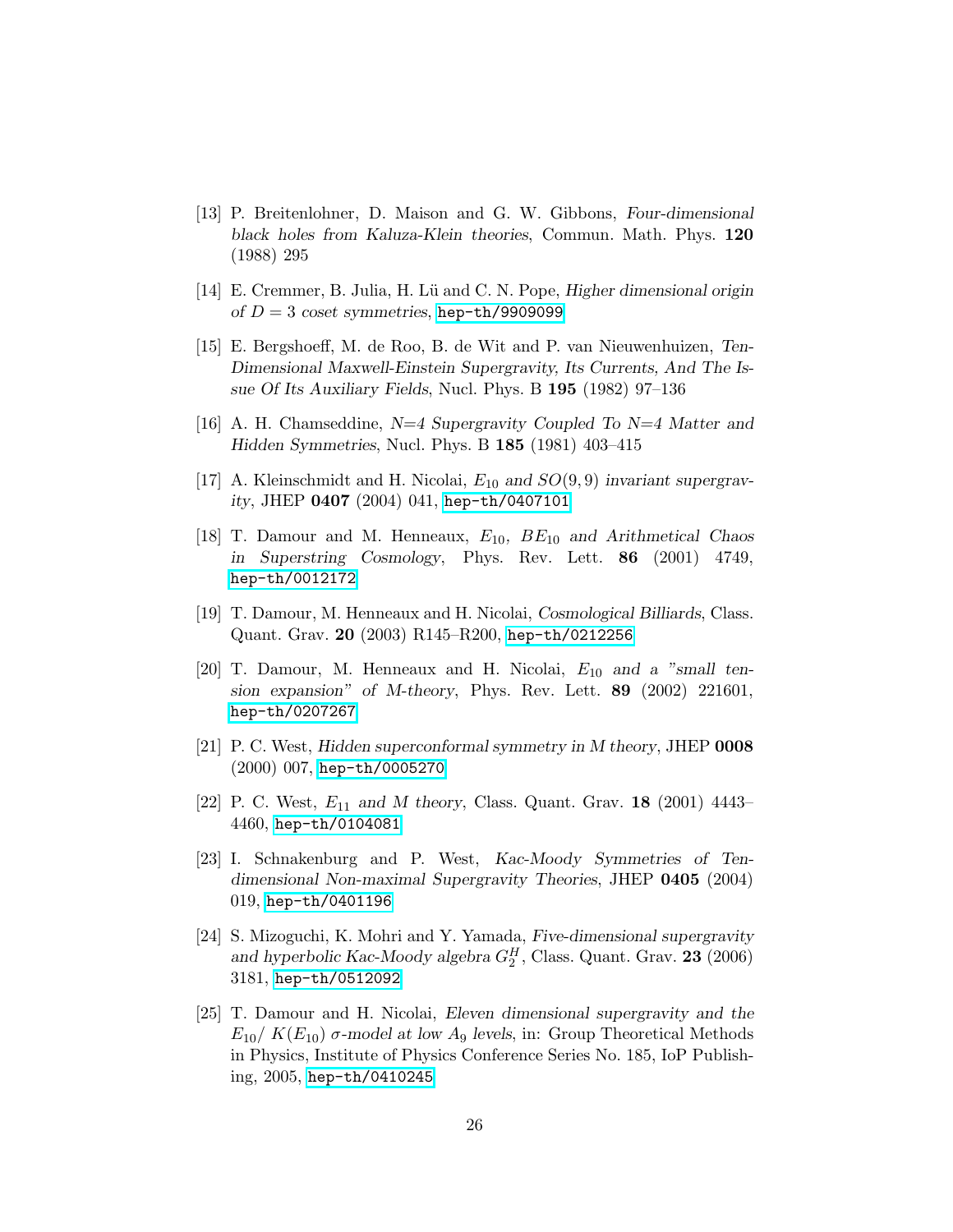[13] P. Breitenlohner, D. Maison and G. W. Gibbons, *Four-dimensional black holes from Kaluza-Klein theories*, Commun. Math. Phys. **120** (1988) 295

[14] E. Cremmer, B. Julia, H. Lü and C. N. Pope, *Higher dimensional origin of $D = 3$ coset symmetries*, hep-th/9909099

[15] E. Bergshoeff, M. de Roo, B. de Wit and P. van Nieuwenhuizen, *Ten-Dimensional Maxwell-Einstein Supergravity, Its Currents, And The Issue Of Its Auxiliary Fields*, Nucl. Phys. B **195** (1982) 97–136

[16] A. H. Chamseddine, *N=4 Supergravity Coupled To N=4 Matter and Hidden Symmetries*, Nucl. Phys. B **185** (1981) 403–415

[17] A. Kleinschmidt and H. Nicolai, *$E_{10}$ and $SO(9,9)$ invariant supergravity*, JHEP **0407** (2004) 041, hep-th/0407101

[18] T. Damour and M. Henneaux, *$E_{10}$, $BE_{10}$ and Arithmetical Chaos in Superstring Cosmology*, Phys. Rev. Lett. **86** (2001) 4749, hep-th/0012172

[19] T. Damour, M. Henneaux and H. Nicolai, *Cosmological Billiards*, Class. Quant. Grav. **20** (2003) R145–R200, hep-th/0212256

[20] T. Damour, M. Henneaux and H. Nicolai, *$E_{10}$ and a "small tension expansion" of M-theory*, Phys. Rev. Lett. **89** (2002) 221601, hep-th/0207267

[21] P. C. West, *Hidden superconformal symmetry in M theory*, JHEP **0008** (2000) 007, hep-th/0005270

[22] P. C. West, *$E_{11}$ and M theory*, Class. Quant. Grav. **18** (2001) 4443–4460, hep-th/0104081

[23] I. Schnakenburg and P. West, *Kac-Moody Symmetries of Ten-dimensional Non-maximal Supergravity Theories*, JHEP **0405** (2004) 019, hep-th/0401196

[24] S. Mizoguchi, K. Mohri and Y. Yamada, *Five-dimensional supergravity and hyperbolic Kac-Moody algebra $G_2^H$*, Class. Quant. Grav. **23** (2006) 3181, hep-th/0512092

[25] T. Damour and H. Nicolai, *Eleven dimensional supergravity and the $E_{10}/\,K(E_{10})$ $\sigma$-model at low $A_9$ levels*, in: Group Theoretical Methods in Physics, Institute of Physics Conference Series No. 185, IoP Publishing, 2005, hep-th/0410245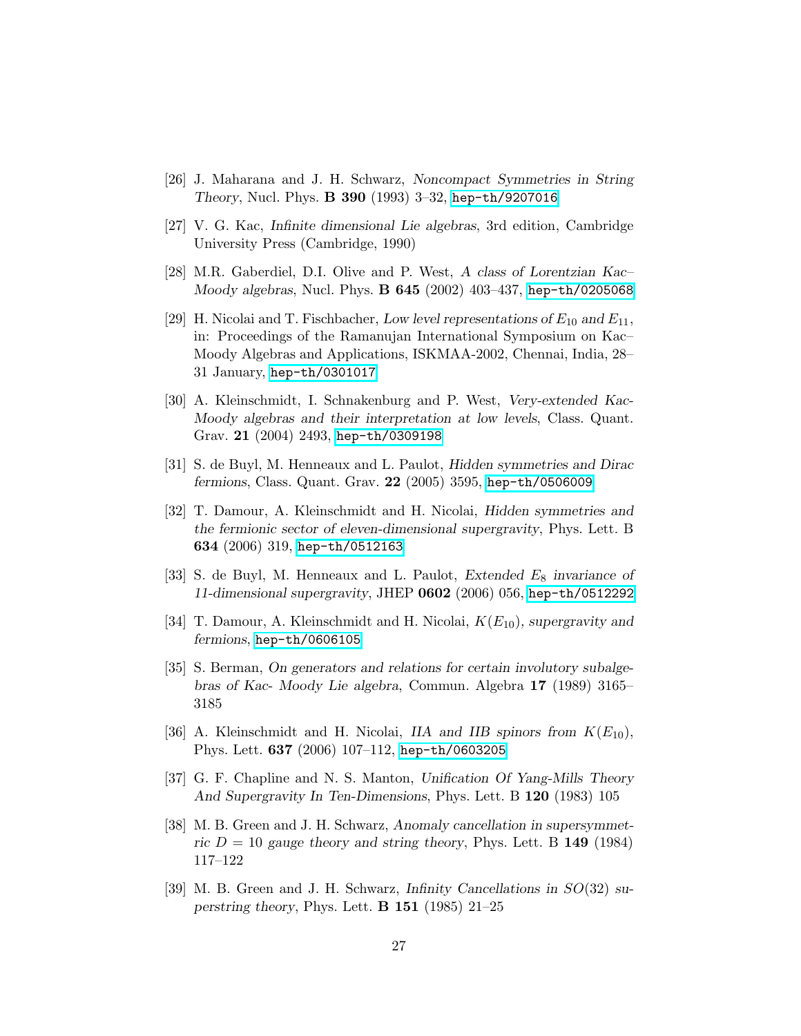[26] J. Maharana and J. H. Schwarz, *Noncompact Symmetries in String Theory*, Nucl. Phys. **B 390** (1993) 3–32, hep-th/9207016

[27] V. G. Kac, *Infinite dimensional Lie algebras*, 3rd edition, Cambridge University Press (Cambridge, 1990)

[28] M.R. Gaberdiel, D.I. Olive and P. West, *A class of Lorentzian Kac–Moody algebras*, Nucl. Phys. **B 645** (2002) 403–437, hep-th/0205068

[29] H. Nicolai and T. Fischbacher, *Low level representations of $E_{10}$ and $E_{11}$*, in: Proceedings of the Ramanujan International Symposium on Kac–Moody Algebras and Applications, ISKMAA-2002, Chennai, India, 28–31 January, hep-th/0301017

[30] A. Kleinschmidt, I. Schnakenburg and P. West, *Very-extended Kac-Moody algebras and their interpretation at low levels*, Class. Quant. Grav. **21** (2004) 2493, hep-th/0309198

[31] S. de Buyl, M. Henneaux and L. Paulot, *Hidden symmetries and Dirac fermions*, Class. Quant. Grav. **22** (2005) 3595, hep-th/0506009

[32] T. Damour, A. Kleinschmidt and H. Nicolai, *Hidden symmetries and the fermionic sector of eleven-dimensional supergravity*, Phys. Lett. B **634** (2006) 319, hep-th/0512163

[33] S. de Buyl, M. Henneaux and L. Paulot, *Extended $E_8$ invariance of 11-dimensional supergravity*, JHEP **0602** (2006) 056, hep-th/0512292

[34] T. Damour, A. Kleinschmidt and H. Nicolai, *$K(E_{10})$, supergravity and fermions*, hep-th/0606105

[35] S. Berman, *On generators and relations for certain involutory subalgebras of Kac- Moody Lie algebra*, Commun. Algebra **17** (1989) 3165–3185

[36] A. Kleinschmidt and H. Nicolai, *IIA and IIB spinors from $K(E_{10})$*, Phys. Lett. **637** (2006) 107–112, hep-th/0603205

[37] G. F. Chapline and N. S. Manton, *Unification Of Yang-Mills Theory And Supergravity In Ten-Dimensions*, Phys. Lett. B **120** (1983) 105

[38] M. B. Green and J. H. Schwarz, *Anomaly cancellation in supersymmetric $D = 10$ gauge theory and string theory*, Phys. Lett. B **149** (1984) 117–122

[39] M. B. Green and J. H. Schwarz, *Infinity Cancellations in $SO(32)$ superstring theory*, Phys. Lett. **B 151** (1985) 21–25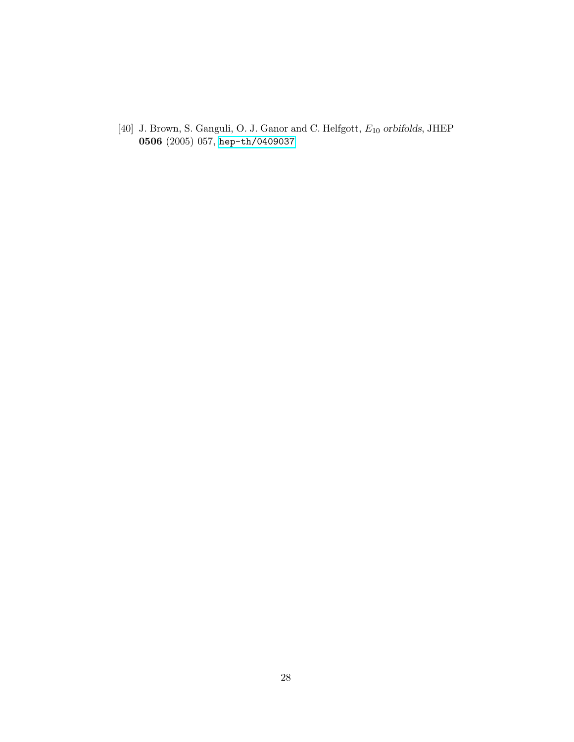[40] J. Brown, S. Ganguli, O. J. Ganor and C. Helfgott, *$E_{10}$ orbifolds*, JHEP **0506** (2005) 057, hep-th/0409037